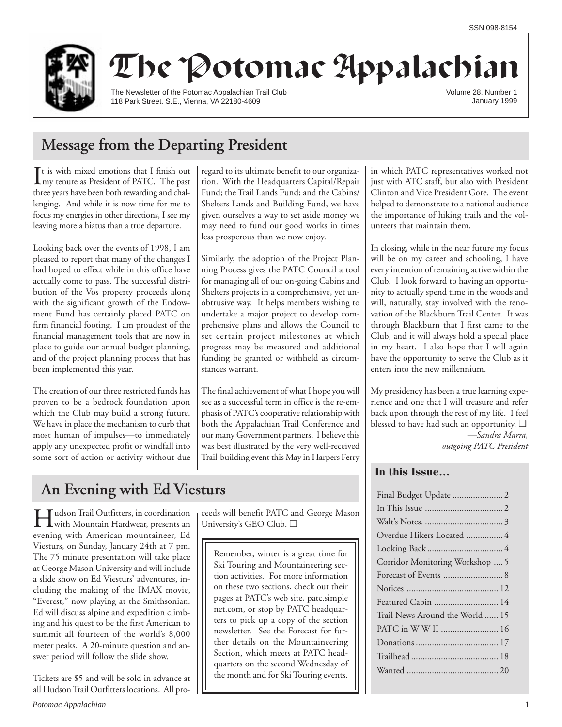ISSN 098-8154

# The Potomac Appalachian

The Newsletter of the Potomac Appalachian Trail Club
118 Park Street. S.E., Vienna, VA 22180-4609

Volume 28, Number 1
January 1999

## Message from the Departing President

It is with mixed emotions that I finish out my tenure as President of PATC. The past three years have been both rewarding and challenging. And while it is now time for me to focus my energies in other directions, I see my leaving more a hiatus than a true departure.

Looking back over the events of 1998, I am pleased to report that many of the changes I had hoped to effect while in this office have actually come to pass. The successful distribution of the Vos property proceeds along with the significant growth of the Endowment Fund has certainly placed PATC on firm financial footing. I am proudest of the financial management tools that are now in place to guide our annual budget planning, and of the project planning process that has been implemented this year.

The creation of our three restricted funds has proven to be a bedrock foundation upon which the Club may build a strong future. We have in place the mechanism to curb that most human of impulses—to immediately apply any unexpected profit or windfall into some sort of action or activity without due regard to its ultimate benefit to our organization. With the Headquarters Capital/Repair Fund; the Trail Lands Fund; and the Cabins/Shelters Lands and Building Fund, we have given ourselves a way to set aside money we may need to fund our good works in times less prosperous than we now enjoy.

Similarly, the adoption of the Project Planning Process gives the PATC Council a tool for managing all of our on-going Cabins and Shelters projects in a comprehensive, yet unobtrusive way. It helps members wishing to undertake a major project to develop comprehensive plans and allows the Council to set certain project milestones at which progress may be measured and additional funding be granted or withheld as circumstances warrant.

The final achievement of what I hope you will see as a successful term in office is the re-emphasis of PATC's cooperative relationship with both the Appalachian Trail Conference and our many Government partners. I believe this was best illustrated by the very well-received Trail-building event this May in Harpers Ferry in which PATC representatives worked not just with ATC staff, but also with President Clinton and Vice President Gore. The event helped to demonstrate to a national audience the importance of hiking trails and the volunteers that maintain them.

In closing, while in the near future my focus will be on my career and schooling, I have every intention of remaining active within the Club. I look forward to having an opportunity to actually spend time in the woods and will, naturally, stay involved with the renovation of the Blackburn Trail Center. It was through Blackburn that I first came to the Club, and it will always hold a special place in my heart. I also hope that I will again have the opportunity to serve the Club as it enters into the new millennium.

My presidency has been a true learning experience and one that I will treasure and refer back upon through the rest of my life. I feel blessed to have had such an opportunity. ❑

*—Sandra Marra, outgoing PATC President*

## An Evening with Ed Viesturs

Hudson Trail Outfitters, in coordination with Mountain Hardwear, presents an evening with American mountaineer, Ed Viesturs, on Sunday, January 24th at 7 pm. The 75 minute presentation will take place at George Mason University and will include a slide show on Ed Viesturs' adventures, including the making of the IMAX movie, "Everest," now playing at the Smithsonian. Ed will discuss alpine and expedition climbing and his quest to be the first American to summit all fourteen of the world's 8,000 meter peaks. A 20-minute question and answer period will follow the slide show.

Tickets are $5 and will be sold in advance at all Hudson Trail Outfitters locations. All proceeds will benefit PATC and George Mason University's GEO Club. ❑

> Remember, winter is a great time for Ski Touring and Mountaineering section activities. For more information on these two sections, check out their pages at PATC's web site, patc.simplenet.com, or stop by PATC headquarters to pick up a copy of the section newsletter. See the Forecast for further details on the Mountaineering Section, which meets at PATC headquarters on the second Wednesday of the month and for Ski Touring events.

### In this Issue…

- Final Budget Update .......... 2
- In This Issue .......... 2
- Walt's Notes. .......... 3
- Overdue Hikers Located .......... 4
- Looking Back .......... 4
- Corridor Monitoring Workshop .......... 5
- Forecast of Events .......... 8
- Notices .......... 12
- Featured Cabin .......... 14
- Trail News Around the World .......... 15
- PATC in W W II .......... 16
- Donations .......... 17
- Trailhead .......... 18
- Wanted .......... 20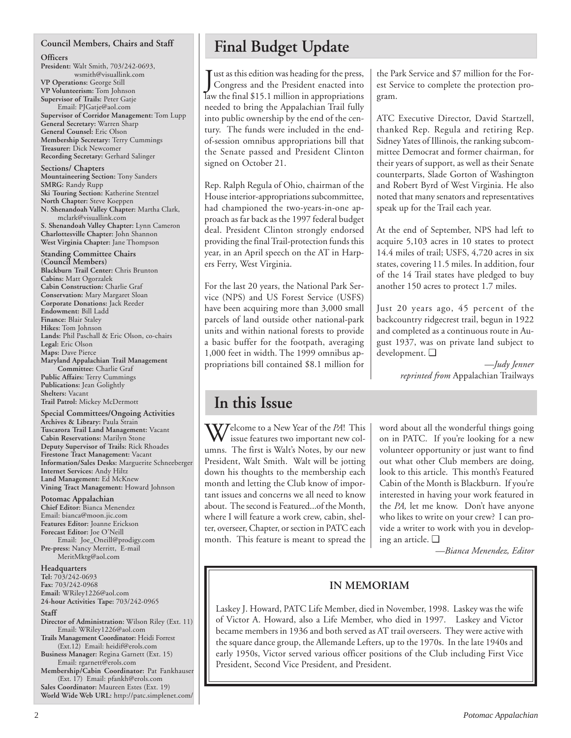## Council Members, Chairs and Staff

**Officers**

**President:** Walt Smith, 703/242-0693, wsmith@visuallink.com
**VP Operations:** George Still
**VP Volunteerism:** Tom Johnson
**Supervisor of Trails:** Peter Gatje Email: PJGatje@aol.com
**Supervisor of Corridor Management:** Tom Lupp
**General Secretary:** Warren Sharp
**General Counsel:** Eric Olson
**Membership Secretary:** Terry Cummings
**Treasurer:** Dick Newcomer
**Recording Secretary:** Gerhard Salinger

**Sections/ Chapters**

**Mountaineering Section:** Tony Sanders
**SMRG:** Randy Rupp
**Ski Touring Section:** Katherine Stentzel
**North Chapter:** Steve Koeppen
**N. Shenandoah Valley Chapter:** Martha Clark, mclark@visuallink.com
**S. Shenandoah Valley Chapter:** Lynn Cameron
**Charlottesville Chapter:** John Shannon
**West Virginia Chapter:** Jane Thompson

**Standing Committee Chairs (Council Members)**

**Blackburn Trail Center:** Chris Brunton
**Cabins:** Matt Ogorzalek
**Cabin Construction:** Charlie Graf
**Conservation:** Mary Margaret Sloan
**Corporate Donations:** Jack Reeder
**Endowment:** Bill Ladd
**Finance:** Blair Staley
**Hikes:** Tom Johnson
**Lands:** Phil Paschall & Eric Olson, co-chairs
**Legal:** Eric Olson
**Maps:** Dave Pierce
**Maryland Appalachian Trail Management Committee:** Charlie Graf
**Public Affairs:** Terry Cummings
**Publications:** Jean Golightly
**Shelters:** Vacant
**Trail Patrol:** Mickey McDermott

**Special Committees/Ongoing Activities**

**Archives & Library:** Paula Strain
**Tuscarora Trail Land Management:** Vacant
**Cabin Reservations:** Marilyn Stone
**Deputy Supervisor of Trails:** Rick Rhoades
**Firestone Tract Management:** Vacant
**Information/Sales Desks:** Marguerite Schneeberger
**Internet Services:** Andy Hiltz
**Land Management:** Ed McKnew
**Vining Tract Management:** Howard Johnson

**Potomac Appalachian**

**Chief Editor:** Bianca Menendez Email: bianca@moon.jic.com
**Features Editor:** Joanne Erickson
**Forecast Editor:** Joe O'Neill Email: Joe_Oneill@prodigy.com
**Pre-press:** Nancy Merritt, E-mail MeritMktg@aol.com

**Headquarters**

**Tel:** 703/242-0693
**Fax:** 703/242-0968
**Email:** WRiley1226@aol.com
**24-hour Activities Tape:** 703/242-0965

**Staff**

**Director of Administration:** Wilson Riley (Ext. 11) Email: WRiley1226@aol.com
**Trails Management Coordinator:** Heidi Forrest (Ext.12) Email: heidif@erols.com
**Business Manager:** Regina Garnett (Ext. 15) Email: rgarnett@erols.com
**Membership/Cabin Coordinator:** Pat Fankhauser (Ext. 17) Email: pfankh@erols.com
**Sales Coordinator:** Maureen Estes (Ext. 19)
**World Wide Web URL:** http://patc.simplenet.com/

# Final Budget Update

Just as this edition was heading for the press, Congress and the President enacted into law the final $15.1 million in appropriations needed to bring the Appalachian Trail fully into public ownership by the end of the century. The funds were included in the end-of-session omnibus appropriations bill that the Senate passed and President Clinton signed on October 21.

Rep. Ralph Regula of Ohio, chairman of the House interior-appropriations subcommittee, had championed the two-years-in-one approach as far back as the 1997 federal budget deal. President Clinton strongly endorsed providing the final Trail-protection funds this year, in an April speech on the AT in Harpers Ferry, West Virginia.

For the last 20 years, the National Park Service (NPS) and US Forest Service (USFS) have been acquiring more than 3,000 small parcels of land outside other national-park units and within national forests to provide a basic buffer for the footpath, averaging 1,000 feet in width. The 1999 omnibus appropriations bill contained $8.1 million for the Park Service and $7 million for the Forest Service to complete the protection program.

ATC Executive Director, David Startzell, thanked Rep. Regula and retiring Rep. Sidney Yates of Illinois, the ranking subcommittee Democrat and former chairman, for their years of support, as well as their Senate counterparts, Slade Gorton of Washington and Robert Byrd of West Virginia. He also noted that many senators and representatives speak up for the Trail each year.

At the end of September, NPS had left to acquire 5,103 acres in 10 states to protect 14.4 miles of trail; USFS, 4,720 acres in six states, covering 11.5 miles. In addition, four of the 14 Trail states have pledged to buy another 150 acres to protect 1.7 miles.

Just 20 years ago, 45 percent of the backcountry ridgecrest trail, begun in 1922 and completed as a continuous route in August 1937, was on private land subject to development. ❑

*—Judy Jenner*
*reprinted from* Appalachian Trailways

# In this Issue

Welcome to a New Year of the *PA*! This issue features two important new columns. The first is Walt's Notes, by our new President, Walt Smith. Walt will be jotting down his thoughts to the membership each month and letting the Club know of important issues and concerns we all need to know about. The second is Featured...of the Month, where I will feature a work crew, cabin, shelter, overseer, Chapter, or section in PATC each month. This feature is meant to spread the word about all the wonderful things going on in PATC. If you're looking for a new volunteer opportunity or just want to find out what other Club members are doing, look to this article. This month's Featured Cabin of the Month is Blackburn. If you're interested in having your work featured in the *PA,* let me know. Don't have anyone who likes to write on your crew? I can provide a writer to work with you in developing an article. ❑

*—Bianca Menendez, Editor*

## IN MEMORIAM

Laskey J. Howard, PATC Life Member, died in November, 1998. Laskey was the wife of Victor A. Howard, also a Life Member, who died in 1997. Laskey and Victor became members in 1936 and both served as AT trail overseers. They were active with the square dance group, the Allemande Lefters, up to the 1970s. In the late 1940s and early 1950s, Victor served various officer positions of the Club including First Vice President, Second Vice President, and President.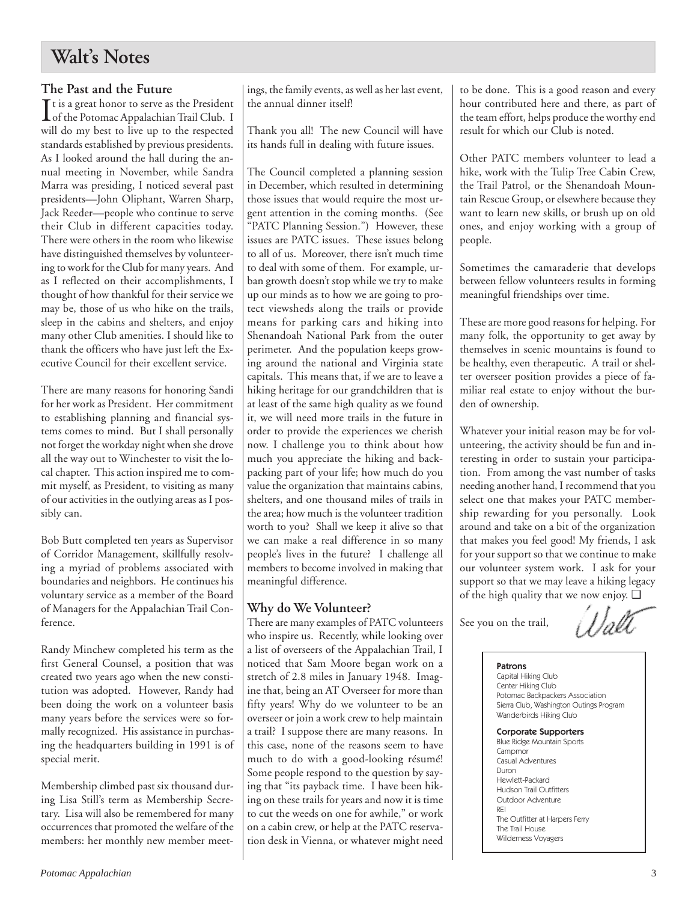# Walt's Notes

## The Past and the Future

It is a great honor to serve as the President of the Potomac Appalachian Trail Club. I will do my best to live up to the respected standards established by previous presidents. As I looked around the hall during the annual meeting in November, while Sandra Marra was presiding, I noticed several past presidents—John Oliphant, Warren Sharp, Jack Reeder—people who continue to serve their Club in different capacities today. There were others in the room who likewise have distinguished themselves by volunteering to work for the Club for many years. And as I reflected on their accomplishments, I thought of how thankful for their service we may be, those of us who hike on the trails, sleep in the cabins and shelters, and enjoy many other Club amenities. I should like to thank the officers who have just left the Executive Council for their excellent service.

There are many reasons for honoring Sandi for her work as President. Her commitment to establishing planning and financial systems comes to mind. But I shall personally not forget the workday night when she drove all the way out to Winchester to visit the local chapter. This action inspired me to commit myself, as President, to visiting as many of our activities in the outlying areas as I possibly can.

Bob Butt completed ten years as Supervisor of Corridor Management, skillfully resolving a myriad of problems associated with boundaries and neighbors. He continues his voluntary service as a member of the Board of Managers for the Appalachian Trail Conference.

Randy Minchew completed his term as the first General Counsel, a position that was created two years ago when the new constitution was adopted. However, Randy had been doing the work on a volunteer basis many years before the services were so formally recognized. His assistance in purchasing the headquarters building in 1991 is of special merit.

Membership climbed past six thousand during Lisa Still's term as Membership Secretary. Lisa will also be remembered for many occurrences that promoted the welfare of the members: her monthly new member meetings, the family events, as well as her last event, the annual dinner itself!

Thank you all! The new Council will have its hands full in dealing with future issues.

The Council completed a planning session in December, which resulted in determining those issues that would require the most urgent attention in the coming months. (See "PATC Planning Session.") However, these issues are PATC issues. These issues belong to all of us. Moreover, there isn't much time to deal with some of them. For example, urban growth doesn't stop while we try to make up our minds as to how we are going to protect viewsheds along the trails or provide means for parking cars and hiking into Shenandoah National Park from the outer perimeter. And the population keeps growing around the national and Virginia state capitals. This means that, if we are to leave a hiking heritage for our grandchildren that is at least of the same high quality as we found it, we will need more trails in the future in order to provide the experiences we cherish now. I challenge you to think about how much you appreciate the hiking and backpacking part of your life; how much do you value the organization that maintains cabins, shelters, and one thousand miles of trails in the area; how much is the volunteer tradition worth to you? Shall we keep it alive so that we can make a real difference in so many people's lives in the future? I challenge all members to become involved in making that meaningful difference.

## Why do We Volunteer?

There are many examples of PATC volunteers who inspire us. Recently, while looking over a list of overseers of the Appalachian Trail, I noticed that Sam Moore began work on a stretch of 2.8 miles in January 1948. Imagine that, being an AT Overseer for more than fifty years! Why do we volunteer to be an overseer or join a work crew to help maintain a trail? I suppose there are many reasons. In this case, none of the reasons seem to have much to do with a good-looking résumé! Some people respond to the question by saying that "its payback time. I have been hiking on these trails for years and now it is time to cut the weeds on one for awhile," or work on a cabin crew, or help at the PATC reservation desk in Vienna, or whatever might need to be done. This is a good reason and every hour contributed here and there, as part of the team effort, helps produce the worthy end result for which our Club is noted.

Other PATC members volunteer to lead a hike, work with the Tulip Tree Cabin Crew, the Trail Patrol, or the Shenandoah Mountain Rescue Group, or elsewhere because they want to learn new skills, or brush up on old ones, and enjoy working with a group of people.

Sometimes the camaraderie that develops between fellow volunteers results in forming meaningful friendships over time.

These are more good reasons for helping. For many folk, the opportunity to get away by themselves in scenic mountains is found to be healthy, even therapeutic. A trail or shelter overseer position provides a piece of familiar real estate to enjoy without the burden of ownership.

Whatever your initial reason may be for volunteering, the activity should be fun and interesting in order to sustain your participation. From among the vast number of tasks needing another hand, I recommend that you select one that makes your PATC membership rewarding for you personally. Look around and take on a bit of the organization that makes you feel good! My friends, I ask for your support so that we continue to make our volunteer system work. I ask for your support so that we may leave a hiking legacy of the high quality that we now enjoy. ❑

See you on the trail,

Walt

**Patrons**

Capital Hiking Club
Center Hiking Club
Potomac Backpackers Association
Sierra Club, Washington Outings Program
Wanderbirds Hiking Club

**Corporate Supporters**

Blue Ridge Mountain Sports
Campmor
Casual Adventures
Duron
Hewlett-Packard
Hudson Trail Outfitters
Outdoor Adventure
REI
The Outfitter at Harpers Ferry
The Trail House
Wilderness Voyagers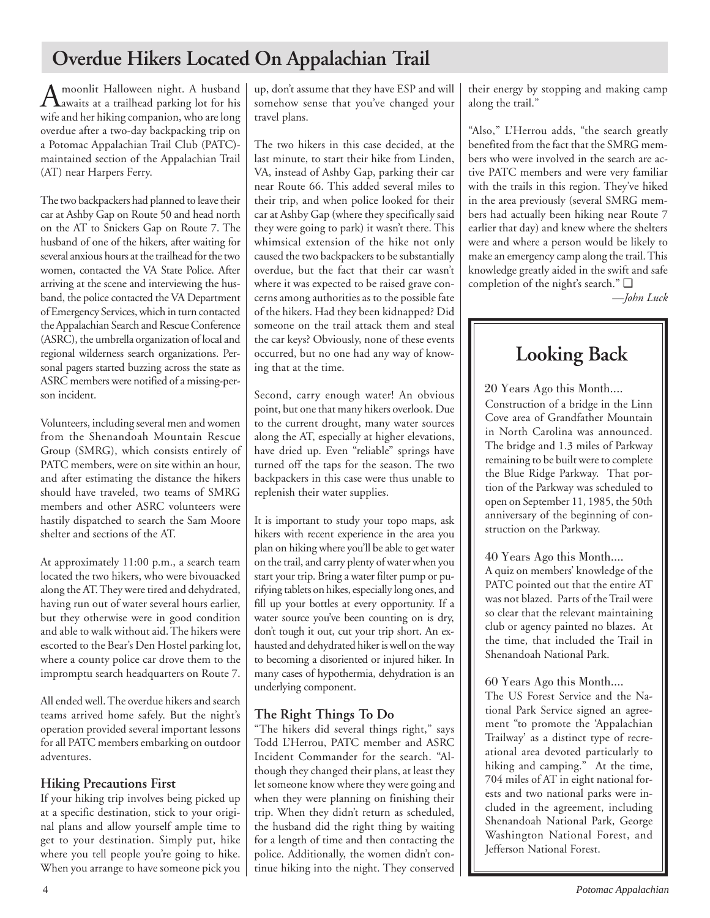# Overdue Hikers Located On Appalachian Trail

A moonlit Halloween night. A husband awaits at a trailhead parking lot for his wife and her hiking companion, who are long overdue after a two-day backpacking trip on a Potomac Appalachian Trail Club (PATC)-maintained section of the Appalachian Trail (AT) near Harpers Ferry.

The two backpackers had planned to leave their car at Ashby Gap on Route 50 and head north on the AT to Snickers Gap on Route 7. The husband of one of the hikers, after waiting for several anxious hours at the trailhead for the two women, contacted the VA State Police. After arriving at the scene and interviewing the husband, the police contacted the VA Department of Emergency Services, which in turn contacted the Appalachian Search and Rescue Conference (ASRC), the umbrella organization of local and regional wilderness search organizations. Personal pagers started buzzing across the state as ASRC members were notified of a missing-person incident.

Volunteers, including several men and women from the Shenandoah Mountain Rescue Group (SMRG), which consists entirely of PATC members, were on site within an hour, and after estimating the distance the hikers should have traveled, two teams of SMRG members and other ASRC volunteers were hastily dispatched to search the Sam Moore shelter and sections of the AT.

At approximately 11:00 p.m., a search team located the two hikers, who were bivouacked along the AT. They were tired and dehydrated, having run out of water several hours earlier, but they otherwise were in good condition and able to walk without aid. The hikers were escorted to the Bear's Den Hostel parking lot, where a county police car drove them to the impromptu search headquarters on Route 7.

All ended well. The overdue hikers and search teams arrived home safely. But the night's operation provided several important lessons for all PATC members embarking on outdoor adventures.

### Hiking Precautions First

If your hiking trip involves being picked up at a specific destination, stick to your original plans and allow yourself ample time to get to your destination. Simply put, hike where you tell people you're going to hike. When you arrange to have someone pick you up, don't assume that they have ESP and will somehow sense that you've changed your travel plans.

The two hikers in this case decided, at the last minute, to start their hike from Linden, VA, instead of Ashby Gap, parking their car near Route 66. This added several miles to their trip, and when police looked for their car at Ashby Gap (where they specifically said they were going to park) it wasn't there. This whimsical extension of the hike not only caused the two backpackers to be substantially overdue, but the fact that their car wasn't where it was expected to be raised grave concerns among authorities as to the possible fate of the hikers. Had they been kidnapped? Did someone on the trail attack them and steal the car keys? Obviously, none of these events occurred, but no one had any way of knowing that at the time.

Second, carry enough water! An obvious point, but one that many hikers overlook. Due to the current drought, many water sources along the AT, especially at higher elevations, have dried up. Even "reliable" springs have turned off the taps for the season. The two backpackers in this case were thus unable to replenish their water supplies.

It is important to study your topo maps, ask hikers with recent experience in the area you plan on hiking where you'll be able to get water on the trail, and carry plenty of water when you start your trip. Bring a water filter pump or purifying tablets on hikes, especially long ones, and fill up your bottles at every opportunity. If a water source you've been counting on is dry, don't tough it out, cut your trip short. An exhausted and dehydrated hiker is well on the way to becoming a disoriented or injured hiker. In many cases of hypothermia, dehydration is an underlying component.

### The Right Things To Do

"The hikers did several things right," says Todd L'Herrou, PATC member and ASRC Incident Commander for the search. "Although they changed their plans, at least they let someone know where they were going and when they were planning on finishing their trip. When they didn't return as scheduled, the husband did the right thing by waiting for a length of time and then contacting the police. Additionally, the women didn't continue hiking into the night. They conserved their energy by stopping and making camp along the trail."

"Also," L'Herrou adds, "the search greatly benefited from the fact that the SMRG members who were involved in the search are active PATC members and were very familiar with the trails in this region. They've hiked in the area previously (several SMRG members had actually been hiking near Route 7 earlier that day) and knew where the shelters were and where a person would be likely to make an emergency camp along the trail. This knowledge greatly aided in the swift and safe completion of the night's search." ❑

*—John Luck*

## Looking Back

20 Years Ago this Month....

Construction of a bridge in the Linn Cove area of Grandfather Mountain in North Carolina was announced. The bridge and 1.3 miles of Parkway remaining to be built were to complete the Blue Ridge Parkway. That portion of the Parkway was scheduled to open on September 11, 1985, the 50th anniversary of the beginning of construction on the Parkway.

40 Years Ago this Month....

A quiz on members' knowledge of the PATC pointed out that the entire AT was not blazed. Parts of the Trail were so clear that the relevant maintaining club or agency painted no blazes. At the time, that included the Trail in Shenandoah National Park.

60 Years Ago this Month....

The US Forest Service and the National Park Service signed an agreement "to promote the 'Appalachian Trailway' as a distinct type of recreational area devoted particularly to hiking and camping." At the time, 704 miles of AT in eight national forests and two national parks were included in the agreement, including Shenandoah National Park, George Washington National Forest, and Jefferson National Forest.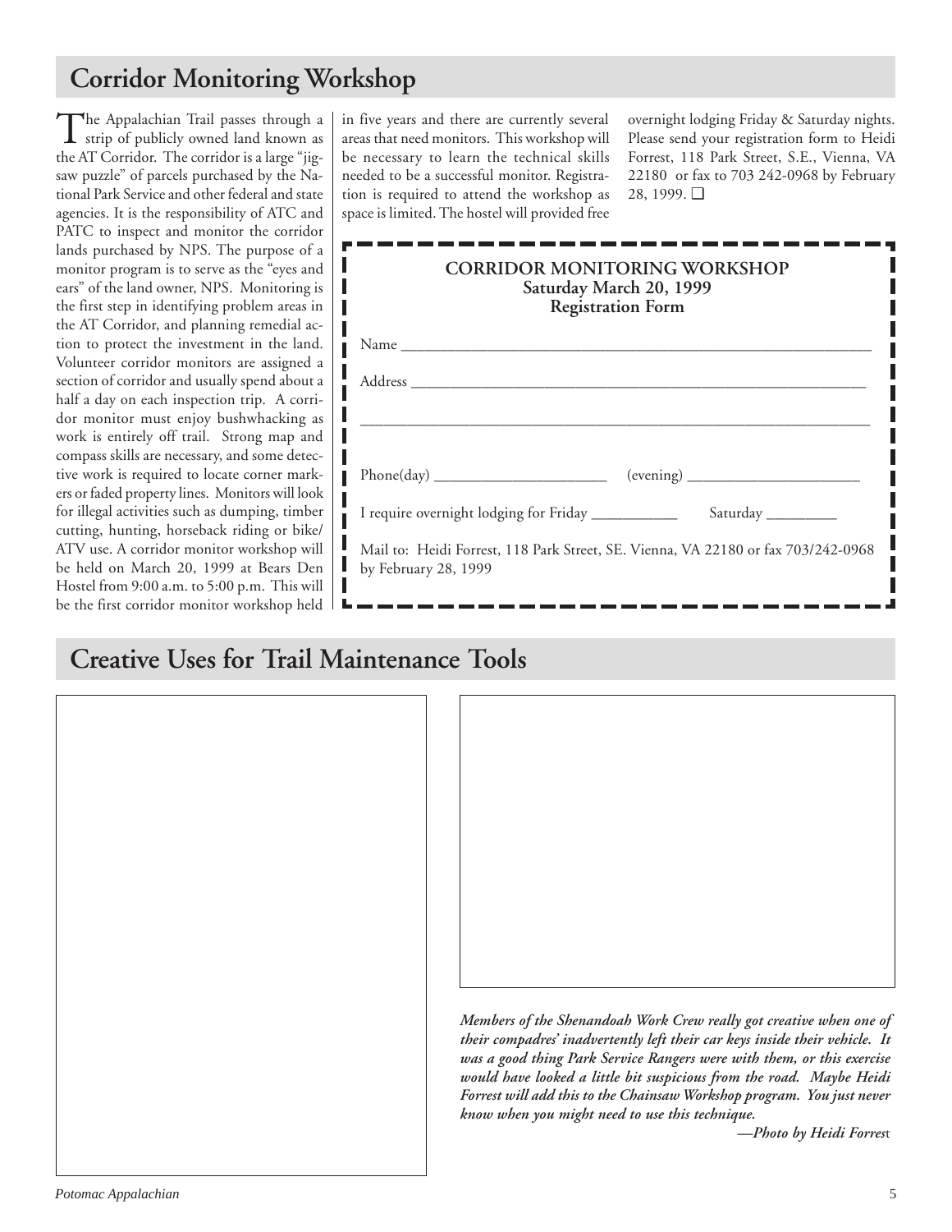## Corridor Monitoring Workshop

The Appalachian Trail passes through a strip of publicly owned land known as the AT Corridor. The corridor is a large "jig-saw puzzle" of parcels purchased by the National Park Service and other federal and state agencies. It is the responsibility of ATC and PATC to inspect and monitor the corridor lands purchased by NPS. The purpose of a monitor program is to serve as the "eyes and ears" of the land owner, NPS. Monitoring is the first step in identifying problem areas in the AT Corridor, and planning remedial action to protect the investment in the land. Volunteer corridor monitors are assigned a section of corridor and usually spend about a half a day on each inspection trip. A corridor monitor must enjoy bushwhacking as work is entirely off trail. Strong map and compass skills are necessary, and some detective work is required to locate corner markers or faded property lines. Monitors will look for illegal activities such as dumping, timber cutting, hunting, horseback riding or bike/ATV use. A corridor monitor workshop will be held on March 20, 1999 at Bears Den Hostel from 9:00 a.m. to 5:00 p.m. This will be the first corridor monitor workshop held in five years and there are currently several areas that need monitors. This workshop will be necessary to learn the technical skills needed to be a successful monitor. Registration is required to attend the workshop as space is limited. The hostel will provided free overnight lodging Friday & Saturday nights. Please send your registration form to Heidi Forrest, 118 Park Street, S.E., Vienna, VA 22180 or fax to 703 242-0968 by February 28, 1999. ❑

**CORRIDOR MONITORING WORKSHOP**
**Saturday March 20, 1999**
**Registration Form**

Name ________________________________________________________________

Address ______________________________________________________________

_____________________________________________________________________

Phone(day) ______________________ (evening) ______________________

I require overnight lodging for Friday ___________ Saturday _________

Mail to: Heidi Forrest, 118 Park Street, SE. Vienna, VA 22180 or fax 703/242-0968 by February 28, 1999

## Creative Uses for Trail Maintenance Tools

***Members of the Shenandoah Work Crew really got creative when one of their compadres' inadvertently left their car keys inside their vehicle. It was a good thing Park Service Rangers were with them, or this exercise would have looked a little bit suspicious from the road. Maybe Heidi Forrest will add this to the Chainsaw Workshop program. You just never know when you might need to use this technique.***

***—Photo by Heidi Forrest***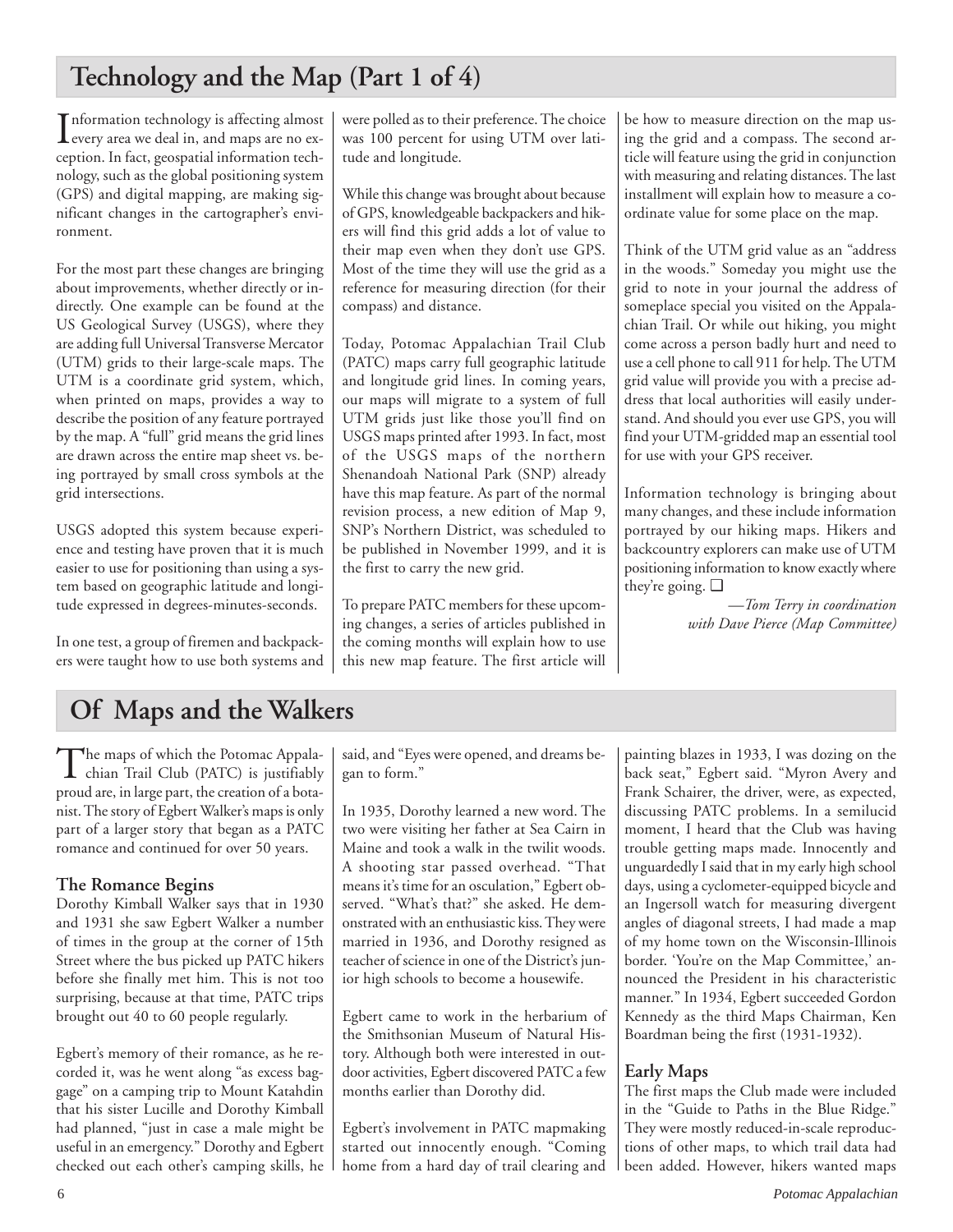## Technology and the Map (Part 1 of 4)

Information technology is affecting almost every area we deal in, and maps are no exception. In fact, geospatial information technology, such as the global positioning system (GPS) and digital mapping, are making significant changes in the cartographer's environment.

For the most part these changes are bringing about improvements, whether directly or indirectly. One example can be found at the US Geological Survey (USGS), where they are adding full Universal Transverse Mercator (UTM) grids to their large-scale maps. The UTM is a coordinate grid system, which, when printed on maps, provides a way to describe the position of any feature portrayed by the map. A "full" grid means the grid lines are drawn across the entire map sheet vs. being portrayed by small cross symbols at the grid intersections.

USGS adopted this system because experience and testing have proven that it is much easier to use for positioning than using a system based on geographic latitude and longitude expressed in degrees-minutes-seconds.

In one test, a group of firemen and backpackers were taught how to use both systems and were polled as to their preference. The choice was 100 percent for using UTM over latitude and longitude.

While this change was brought about because of GPS, knowledgeable backpackers and hikers will find this grid adds a lot of value to their map even when they don't use GPS. Most of the time they will use the grid as a reference for measuring direction (for their compass) and distance.

Today, Potomac Appalachian Trail Club (PATC) maps carry full geographic latitude and longitude grid lines. In coming years, our maps will migrate to a system of full UTM grids just like those you'll find on USGS maps printed after 1993. In fact, most of the USGS maps of the northern Shenandoah National Park (SNP) already have this map feature. As part of the normal revision process, a new edition of Map 9, SNP's Northern District, was scheduled to be published in November 1999, and it is the first to carry the new grid.

To prepare PATC members for these upcoming changes, a series of articles published in the coming months will explain how to use this new map feature. The first article will be how to measure direction on the map using the grid and a compass. The second article will feature using the grid in conjunction with measuring and relating distances. The last installment will explain how to measure a coordinate value for some place on the map.

Think of the UTM grid value as an "address in the woods." Someday you might use the grid to note in your journal the address of someplace special you visited on the Appalachian Trail. Or while out hiking, you might come across a person badly hurt and need to use a cell phone to call 911 for help. The UTM grid value will provide you with a precise address that local authorities will easily understand. And should you ever use GPS, you will find your UTM-gridded map an essential tool for use with your GPS receiver.

Information technology is bringing about many changes, and these include information portrayed by our hiking maps. Hikers and backcountry explorers can make use of UTM positioning information to know exactly where they're going. ❑

*—Tom Terry in coordination with Dave Pierce (Map Committee)*

## Of Maps and the Walkers

The maps of which the Potomac Appalachian Trail Club (PATC) is justifiably proud are, in large part, the creation of a botanist. The story of Egbert Walker's maps is only part of a larger story that began as a PATC romance and continued for over 50 years.

### The Romance Begins

Dorothy Kimball Walker says that in 1930 and 1931 she saw Egbert Walker a number of times in the group at the corner of 15th Street where the bus picked up PATC hikers before she finally met him. This is not too surprising, because at that time, PATC trips brought out 40 to 60 people regularly.

Egbert's memory of their romance, as he recorded it, was he went along "as excess baggage" on a camping trip to Mount Katahdin that his sister Lucille and Dorothy Kimball had planned, "just in case a male might be useful in an emergency." Dorothy and Egbert checked out each other's camping skills, he said, and "Eyes were opened, and dreams began to form."

In 1935, Dorothy learned a new word. The two were visiting her father at Sea Cairn in Maine and took a walk in the twilit woods. A shooting star passed overhead. "That means it's time for an osculation," Egbert observed. "What's that?" she asked. He demonstrated with an enthusiastic kiss. They were married in 1936, and Dorothy resigned as teacher of science in one of the District's junior high schools to become a housewife.

Egbert came to work in the herbarium of the Smithsonian Museum of Natural History. Although both were interested in outdoor activities, Egbert discovered PATC a few months earlier than Dorothy did.

Egbert's involvement in PATC mapmaking started out innocently enough. "Coming home from a hard day of trail clearing and painting blazes in 1933, I was dozing on the back seat," Egbert said. "Myron Avery and Frank Schairer, the driver, were, as expected, discussing PATC problems. In a semilucid moment, I heard that the Club was having trouble getting maps made. Innocently and unguardedly I said that in my early high school days, using a cyclometer-equipped bicycle and an Ingersoll watch for measuring divergent angles of diagonal streets, I had made a map of my home town on the Wisconsin-Illinois border. 'You're on the Map Committee,' announced the President in his characteristic manner." In 1934, Egbert succeeded Gordon Kennedy as the third Maps Chairman, Ken Boardman being the first (1931-1932).

### Early Maps

The first maps the Club made were included in the "Guide to Paths in the Blue Ridge." They were mostly reduced-in-scale reproductions of other maps, to which trail data had been added. However, hikers wanted maps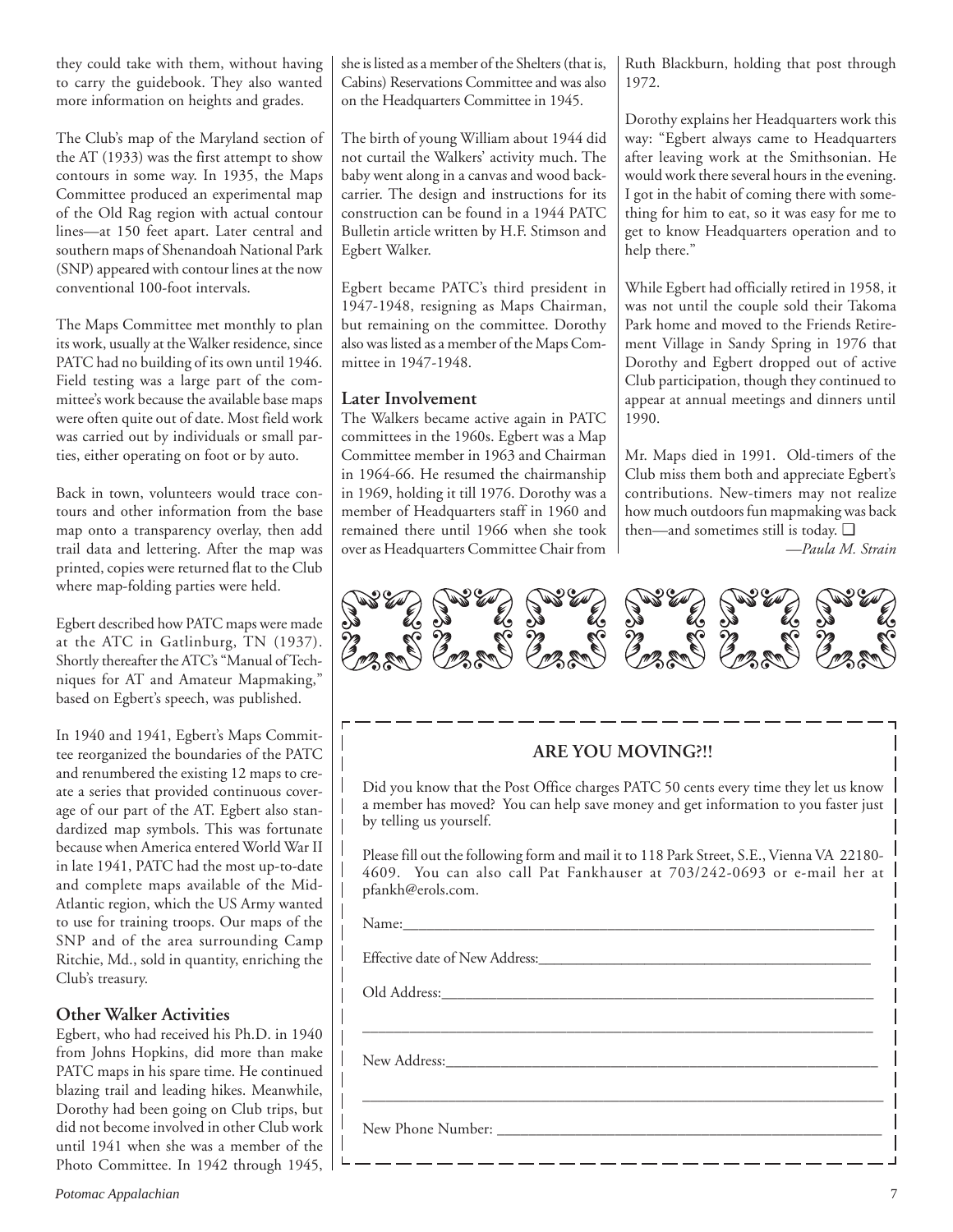they could take with them, without having to carry the guidebook. They also wanted more information on heights and grades.

The Club's map of the Maryland section of the AT (1933) was the first attempt to show contours in some way. In 1935, the Maps Committee produced an experimental map of the Old Rag region with actual contour lines—at 150 feet apart. Later central and southern maps of Shenandoah National Park (SNP) appeared with contour lines at the now conventional 100-foot intervals.

The Maps Committee met monthly to plan its work, usually at the Walker residence, since PATC had no building of its own until 1946. Field testing was a large part of the committee's work because the available base maps were often quite out of date. Most field work was carried out by individuals or small parties, either operating on foot or by auto.

Back in town, volunteers would trace contours and other information from the base map onto a transparency overlay, then add trail data and lettering. After the map was printed, copies were returned flat to the Club where map-folding parties were held.

Egbert described how PATC maps were made at the ATC in Gatlinburg, TN (1937). Shortly thereafter the ATC's "Manual of Techniques for AT and Amateur Mapmaking," based on Egbert's speech, was published.

In 1940 and 1941, Egbert's Maps Committee reorganized the boundaries of the PATC and renumbered the existing 12 maps to create a series that provided continuous coverage of our part of the AT. Egbert also standardized map symbols. This was fortunate because when America entered World War II in late 1941, PATC had the most up-to-date and complete maps available of the Mid-Atlantic region, which the US Army wanted to use for training troops. Our maps of the SNP and of the area surrounding Camp Ritchie, Md., sold in quantity, enriching the Club's treasury.

### Other Walker Activities

Egbert, who had received his Ph.D. in 1940 from Johns Hopkins, did more than make PATC maps in his spare time. He continued blazing trail and leading hikes. Meanwhile, Dorothy had been going on Club trips, but did not become involved in other Club work until 1941 when she was a member of the Photo Committee. In 1942 through 1945, she is listed as a member of the Shelters (that is, Cabins) Reservations Committee and was also on the Headquarters Committee in 1945.

The birth of young William about 1944 did not curtail the Walkers' activity much. The baby went along in a canvas and wood back-carrier. The design and instructions for its construction can be found in a 1944 PATC Bulletin article written by H.F. Stimson and Egbert Walker.

Egbert became PATC's third president in 1947-1948, resigning as Maps Chairman, but remaining on the committee. Dorothy also was listed as a member of the Maps Committee in 1947-1948.

### Later Involvement

The Walkers became active again in PATC committees in the 1960s. Egbert was a Map Committee member in 1963 and Chairman in 1964-66. He resumed the chairmanship in 1969, holding it till 1976. Dorothy was a member of Headquarters staff in 1960 and remained there until 1966 when she took over as Headquarters Committee Chair from Ruth Blackburn, holding that post through 1972.

Dorothy explains her Headquarters work this way: "Egbert always came to Headquarters after leaving work at the Smithsonian. He would work there several hours in the evening. I got in the habit of coming there with something for him to eat, so it was easy for me to get to know Headquarters operation and to help there."

While Egbert had officially retired in 1958, it was not until the couple sold their Takoma Park home and moved to the Friends Retirement Village in Sandy Spring in 1976 that Dorothy and Egbert dropped out of active Club participation, though they continued to appear at annual meetings and dinners until 1990.

Mr. Maps died in 1991. Old-timers of the Club miss them both and appreciate Egbert's contributions. New-timers may not realize how much outdoors fun mapmaking was back then—and sometimes still is today. ❑

*—Paula M. Strain*

---

### ARE YOU MOVING?!!

Did you know that the Post Office charges PATC 50 cents every time they let us know a member has moved? You can help save money and get information to you faster just by telling us yourself.

Please fill out the following form and mail it to 118 Park Street, S.E., Vienna VA 22180-4609. You can also call Pat Fankhauser at 703/242-0693 or e-mail her at pfankh@erols.com.

Name:\_\_\_\_\_\_\_\_\_\_\_\_\_\_\_\_\_\_\_\_\_\_\_\_\_\_\_\_\_\_\_\_\_\_\_\_\_\_\_\_

Effective date of New Address:\_\_\_\_\_\_\_\_\_\_\_\_\_\_\_\_\_\_\_\_\_\_\_\_\_\_\_\_

Old Address:\_\_\_\_\_\_\_\_\_\_\_\_\_\_\_\_\_\_\_\_\_\_\_\_\_\_\_\_\_\_\_\_\_\_\_\_\_

\_\_\_\_\_\_\_\_\_\_\_\_\_\_\_\_\_\_\_\_\_\_\_\_\_\_\_\_\_\_\_\_\_\_\_\_\_\_\_\_\_\_\_\_\_\_\_\_

New Address:\_\_\_\_\_\_\_\_\_\_\_\_\_\_\_\_\_\_\_\_\_\_\_\_\_\_\_\_\_\_\_\_\_\_\_\_\_

\_\_\_\_\_\_\_\_\_\_\_\_\_\_\_\_\_\_\_\_\_\_\_\_\_\_\_\_\_\_\_\_\_\_\_\_\_\_\_\_\_\_\_\_\_\_\_\_

New Phone Number: \_\_\_\_\_\_\_\_\_\_\_\_\_\_\_\_\_\_\_\_\_\_\_\_\_\_\_\_\_\_\_\_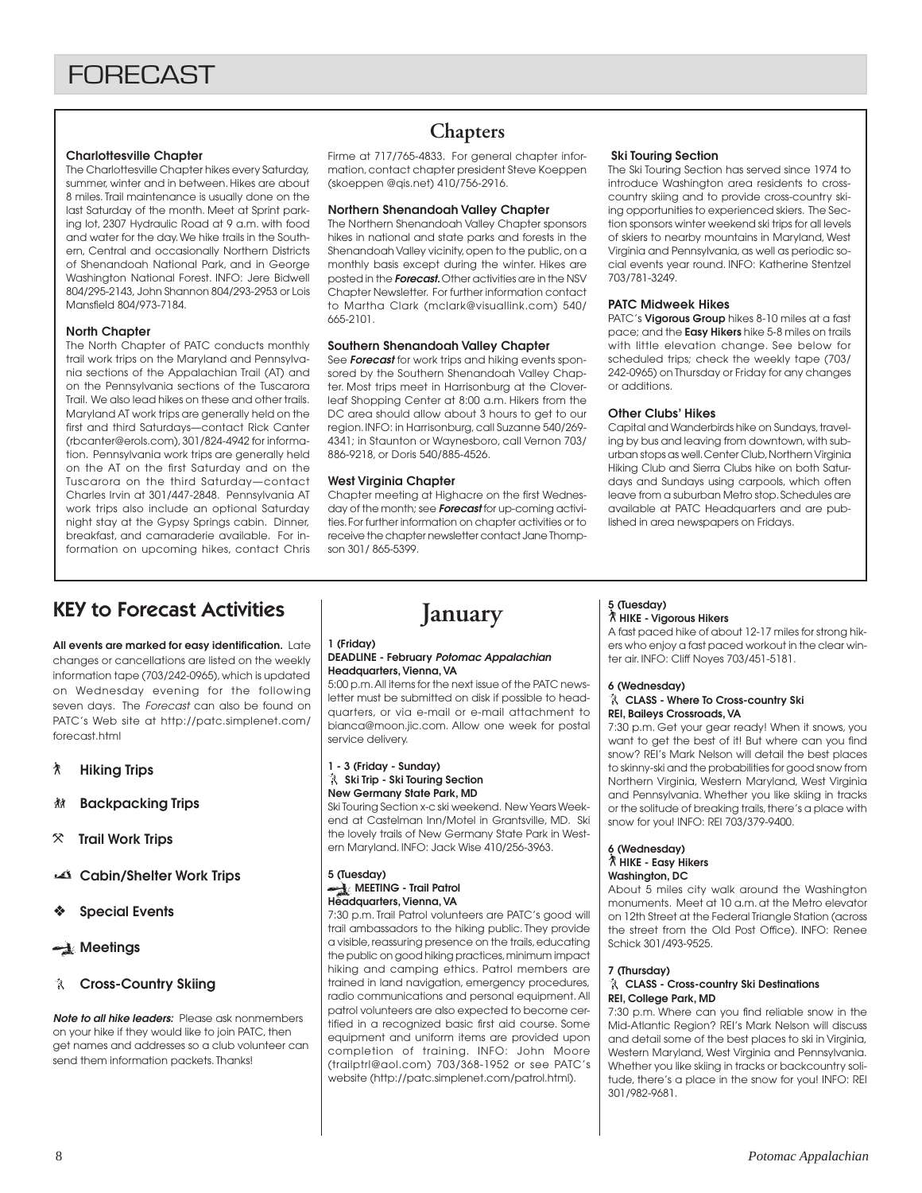# FORECAST

## Chapters

### Charlottesville Chapter

The Charlottesville Chapter hikes every Saturday, summer, winter and in between. Hikes are about 8 miles. Trail maintenance is usually done on the last Saturday of the month. Meet at Sprint parking lot, 2307 Hydraulic Road at 9 a.m. with food and water for the day. We hike trails in the Southern, Central and occasionally Northern Districts of Shenandoah National Park, and in George Washington National Forest. INFO: Jere Bidwell 804/295-2143, John Shannon 804/293-2953 or Lois Mansfield 804/973-7184.

### North Chapter

The North Chapter of PATC conducts monthly trail work trips on the Maryland and Pennsylvania sections of the Appalachian Trail (AT) and on the Pennsylvania sections of the Tuscarora Trail. We also lead hikes on these and other trails. Maryland AT work trips are generally held on the first and third Saturdays—contact Rick Canter (rbcanter@erols.com), 301/824-4942 for information. Pennsylvania work trips are generally held on the AT on the first Saturday and on the Tuscarora on the third Saturday—contact Charles Irvin at 301/447-2848. Pennsylvania AT work trips also include an optional Saturday night stay at the Gypsy Springs cabin. Dinner, breakfast, and camaraderie available. For information on upcoming hikes, contact Chris Firme at 717/765-4833. For general chapter information, contact chapter president Steve Koeppen (skoeppen @qis.net) 410/756-2916.

### Northern Shenandoah Valley Chapter

The Northern Shenandoah Valley Chapter sponsors hikes in national and state parks and forests in the Shenandoah Valley vicinity, open to the public, on a monthly basis except during the winter. Hikes are posted in the ***Forecast.*** Other activities are in the NSV Chapter Newsletter. For further information contact to Martha Clark (mclark@visuallink.com) 540/665-2101.

### Southern Shenandoah Valley Chapter

See ***Forecast*** for work trips and hiking events sponsored by the Southern Shenandoah Valley Chapter. Most trips meet in Harrisonburg at the Cloverleaf Shopping Center at 8:00 a.m. Hikers from the DC area should allow about 3 hours to get to our region. INFO: in Harrisonburg, call Suzanne 540/269-4341; in Staunton or Waynesboro, call Vernon 703/886-9218, or Doris 540/885-4526.

### West Virginia Chapter

Chapter meeting at Highacre on the first Wednesday of the month; see ***Forecast*** for up-coming activities. For further information on chapter activities or to receive the chapter newsletter contact Jane Thompson 301/ 865-5399.

### Ski Touring Section

The Ski Touring Section has served since 1974 to introduce Washington area residents to cross-country skiing and to provide cross-country skiing opportunities to experienced skiers. The Section sponsors winter weekend ski trips for all levels of skiers to nearby mountains in Maryland, West Virginia and Pennsylvania, as well as periodic social events year round. INFO: Katherine Stentzel 703/781-3249.

### PATC Midweek Hikes

PATC's **Vigorous Group** hikes 8-10 miles at a fast pace; and the **Easy Hikers** hike 5-8 miles on trails with little elevation change. See below for scheduled trips; check the weekly tape (703/242-0965) on Thursday or Friday for any changes or additions.

### Other Clubs' Hikes

Capital and Wanderbirds hike on Sundays, traveling by bus and leaving from downtown, with suburban stops as well. Center Club, Northern Virginia Hiking Club and Sierra Clubs hike on both Saturdays and Sundays using carpools, which often leave from a suburban Metro stop. Schedules are available at PATC Headquarters and are published in area newspapers on Fridays.

## KEY to Forecast Activities

**All events are marked for easy identification.** Late changes or cancellations are listed on the weekly information tape (703/242-0965), which is updated on Wednesday evening for the following seven days. The *Forecast* can also be found on PATC's Web site at http://patc.simplenet.com/forecast.html

- **Hiking Trips**
- **Backpacking Trips**
- **Trail Work Trips**
- **Cabin/Shelter Work Trips**
- **Special Events**
- **Meetings**
- **Cross-Country Skiing**

***Note to all hike leaders:*** Please ask nonmembers on your hike if they would like to join PATC, then get names and addresses so a club volunteer can send them information packets. Thanks!

## January

**1 (Friday)**
**DEADLINE - February *Potomac Appalachian* Headquarters, Vienna, VA**
5:00 p.m. All items for the next issue of the PATC newsletter must be submitted on disk if possible to headquarters, or via e-mail or e-mail attachment to bianca@moon.jic.com. Allow one week for postal service delivery.

**1 - 3 (Friday - Sunday)**
**Ski Trip - Ski Touring Section**
**New Germany State Park, MD**
Ski Touring Section x-c ski weekend. New Years Weekend at Castelman Inn/Motel in Grantsville, MD. Ski the lovely trails of New Germany State Park in Western Maryland. INFO: Jack Wise 410/256-3963.

**5 (Tuesday)**
**MEETING - Trail Patrol**
**Headquarters, Vienna, VA**
7:30 p.m. Trail Patrol volunteers are PATC's good will trail ambassadors to the hiking public. They provide a visible, reassuring presence on the trails, educating the public on good hiking practices, minimum impact hiking and camping ethics. Patrol members are trained in land navigation, emergency procedures, radio communications and personal equipment. All patrol volunteers are also expected to become certified in a recognized basic first aid course. Some equipment and uniform items are provided upon completion of training. INFO: John Moore (trailptrl@aol.com) 703/368-1952 or see PATC's website (http://patc.simplenet.com/patrol.html).

**5 (Tuesday)**
**HIKE - Vigorous Hikers**
A fast paced hike of about 12-17 miles for strong hikers who enjoy a fast paced workout in the clear winter air. INFO: Cliff Noyes 703/451-5181.

**6 (Wednesday)**
**CLASS - Where To Cross-country Ski**
**REI, Baileys Crossroads, VA**
7:30 p.m. Get your gear ready! When it snows, you want to get the best of it! But where can you find snow? REI's Mark Nelson will detail the best places to skinny-ski and the probabilities for good snow from Northern Virginia, Western Maryland, West Virginia and Pennsylvania. Whether you like skiing in tracks or the solitude of breaking trails, there's a place with snow for you! INFO: REI 703/379-9400.

**6 (Wednesday)**
**HIKE - Easy Hikers**
**Washington, DC**
About 5 miles city walk around the Washington monuments. Meet at 10 a.m. at the Metro elevator on 12th Street at the Federal Triangle Station (across the street from the Old Post Office). INFO: Renee Schick 301/493-9525.

**7 (Thursday)**
**CLASS - Cross-country Ski Destinations**
**REI, College Park, MD**
7:30 p.m. Where can you find reliable snow in the Mid-Atlantic Region? REI's Mark Nelson will discuss and detail some of the best places to ski in Virginia, Western Maryland, West Virginia and Pennsylvania. Whether you like skiing in tracks or backcountry solitude, there's a place in the snow for you! INFO: REI 301/982-9681.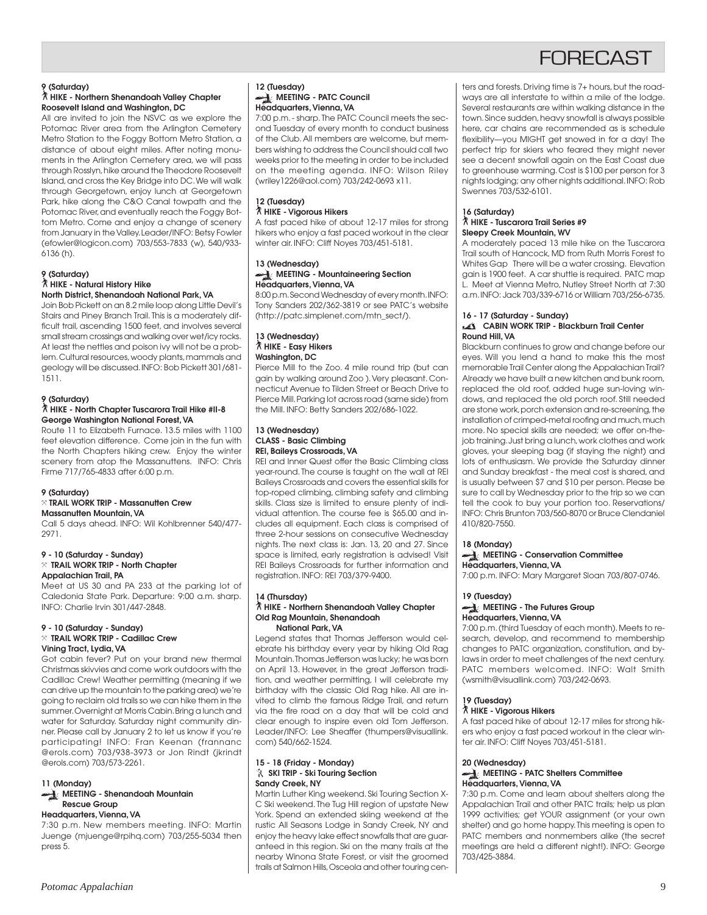# FORECAST

**9 (Saturday)**
**HIKE - Northern Shenandoah Valley Chapter**
**Roosevelt Island and Washington, DC**

All are invited to join the NSVC as we explore the Potomac River area from the Arlington Cemetery Metro Station to the Foggy Bottom Metro Station, a distance of about eight miles. After noting monuments in the Arlington Cemetery area, we will pass through Rosslyn, hike around the Theodore Roosevelt Island, and cross the Key Bridge into DC. We will walk through Georgetown, enjoy lunch at Georgetown Park, hike along the C&O Canal towpath and the Potomac River, and eventually reach the Foggy Bottom Metro. Come and enjoy a change of scenery from January in the Valley. Leader/INFO: Betsy Fowler (efowler@logicon.com) 703/553-7833 (w), 540/933-6136 (h).

**9 (Saturday)**
**HIKE - Natural History Hike**
**North District, Shenandoah National Park, VA**

Join Bob Pickett on an 8.2 mile loop along Little Devil's Stairs and Piney Branch Trail. This is a moderately difficult trail, ascending 1500 feet, and involves several small stream crossings and walking over wet/icy rocks. At least the nettles and poison ivy will not be a problem. Cultural resources, woody plants, mammals and geology will be discussed. INFO: Bob Pickett 301/681-1511.

**9 (Saturday)**
**HIKE - North Chapter Tuscarora Trail Hike #II-8**
**George Washington National Forest, VA**

Route 11 to Elizabeth Furnace. 13.5 miles with 1100 feet elevation difference. Come join in the fun with the North Chapters hiking crew. Enjoy the winter scenery from atop the Massanuttens. INFO: Chris Firme 717/765-4833 after 6:00 p.m.

**9 (Saturday)**
**TRAIL WORK TRIP - Massanutten Crew**
**Massanutten Mountain, VA**

Call 5 days ahead. INFO: Wil Kohlbrenner 540/477-2971.

**9 - 10 (Saturday - Sunday)**
**TRAIL WORK TRIP - North Chapter**
**Appalachian Trail, PA**

Meet at US 30 and PA 233 at the parking lot of Caledonia State Park. Departure: 9:00 a.m. sharp. INFO: Charlie Irvin 301/447-2848.

**9 - 10 (Saturday - Sunday)**
**TRAIL WORK TRIP - Cadillac Crew**
**Vining Tract, Lydia, VA**

Got cabin fever? Put on your brand new thermal Christmas skivvies and come work outdoors with the Cadillac Crew! Weather permitting (meaning if we can drive up the mountain to the parking area) we're going to reclaim old trails so we can hike them in the summer. Overnight at Morris Cabin. Bring a lunch and water for Saturday. Saturday night community dinner. Please call by January 2 to let us know if you're participating! INFO: Fran Keenan (frannanc @erols.com) 703/938-3973 or Jon Rindt (jkrindt @erols.com) 703/573-2261.

**11 (Monday)**
**MEETING - Shenandoah Mountain Rescue Group**
**Headquarters, Vienna, VA**

7:30 p.m. New members meeting. INFO: Martin Juenge (mjuenge@rpihq.com) 703/255-5034 then press 5.

**12 (Tuesday)**
**MEETING - PATC Council**
**Headquarters, Vienna, VA**

7:00 p.m. - sharp. The PATC Council meets the second Tuesday of every month to conduct business of the Club. All members are welcome, but members wishing to address the Council should call two weeks prior to the meeting in order to be included on the meeting agenda. INFO: Wilson Riley (wriley1226@aol.com) 703/242-0693 x11.

**12 (Tuesday)**
**HIKE - Vigorous Hikers**

A fast paced hike of about 12-17 miles for strong hikers who enjoy a fast paced workout in the clear winter air. INFO: Cliff Noyes 703/451-5181.

**13 (Wednesday)**
**MEETING - Mountaineering Section**
**Headquarters, Vienna, VA**

8:00 p.m. Second Wednesday of every month. INFO: Tony Sanders 202/362-3819 or see PATC's website (http://patc.simplenet.com/mtn_sect/).

**13 (Wednesday)**
**HIKE - Easy Hikers**
**Washington, DC**

Pierce Mill to the Zoo. 4 mile round trip (but can gain by walking around Zoo ). Very pleasant. Connecticut Avenue to Tilden Street or Beach Drive to Pierce Mill. Parking lot across road (same side) from the Mill. INFO: Betty Sanders 202/686-1022.

**13 (Wednesday)**
**CLASS - Basic Climbing**
**REI, Baileys Crossroads, VA**

REI and Inner Quest offer the Basic Climbing class year-round. The course is taught on the wall at REI Baileys Crossroads and covers the essential skills for top-roped climbing, climbing safety and climbing skills. Class size is limited to ensure plenty of individual attention. The course fee is $65.00 and includes all equipment. Each class is comprised of three 2-hour sessions on consecutive Wednesday nights. The next class is: Jan. 13, 20 and 27. Since space is limited, early registration is advised! Visit REI Baileys Crossroads for further information and registration. INFO: REI 703/379-9400.

**14 (Thursday)**
**HIKE - Northern Shenandoah Valley Chapter**
**Old Rag Mountain, Shenandoah National Park, VA**

Legend states that Thomas Jefferson would celebrate his birthday every year by hiking Old Rag Mountain. Thomas Jefferson was lucky; he was born on April 13. However, in the great Jefferson tradition, and weather permitting, I will celebrate my birthday with the classic Old Rag hike. All are invited to climb the famous Ridge Trail, and return via the fire road on a day that will be cold and clear enough to inspire even old Tom Jefferson. Leader/INFO: Lee Sheaffer (thumpers@visuallink.com) 540/662-1524.

**15 - 18 (Friday - Monday)**
**SKI TRIP - Ski Touring Section**
**Sandy Creek, NY**

Martin Luther King weekend. Ski Touring Section X-C Ski weekend. The Tug Hill region of upstate New York. Spend an extended skiing weekend at the rustic All Seasons Lodge in Sandy Creek, NY and enjoy the heavy lake effect snowfalls that are guaranteed in this region. Ski on the many trails at the nearby Winona State Forest, or visit the groomed trails at Salmon Hills, Osceola and other touring centers and forests. Driving time is 7+ hours, but the roadways are all interstate to within a mile of the lodge. Several restaurants are within walking distance in the town. Since sudden, heavy snowfall is always possible here, car chains are recommended as is schedule flexibility—you MIGHT get snowed in for a day! The perfect trip for skiers who feared they might never see a decent snowfall again on the East Coast due to greenhouse warming. Cost is $100 per person for 3 nights lodging; any other nights additional. INFO: Rob Swennes 703/532-6101.

**16 (Saturday)**
**HIKE - Tuscarora Trail Series #9**
**Sleepy Creek Mountain, WV**

A moderately paced 13 mile hike on the Tuscarora Trail south of Hancock, MD from Ruth Morris Forest to Whites Gap There will be a water crossing. Elevation gain is 1900 feet. A car shuttle is required. PATC map L. Meet at Vienna Metro, Nutley Street North at 7:30 a.m. INFO: Jack 703/339-6716 or William 703/256-6735.

**16 - 17 (Saturday - Sunday)**
**CABIN WORK TRIP - Blackburn Trail Center**
**Round Hill, VA**

Blackburn continues to grow and change before our eyes. Will you lend a hand to make this the most memorable Trail Center along the Appalachian Trail? Already we have built a new kitchen and bunk room, replaced the old roof, added huge sun-loving windows, and replaced the old porch roof. Still needed are stone work, porch extension and re-screening, the installation of crimped-metal roofing and much, much more. No special skills are needed; we offer on-the-job training. Just bring a lunch, work clothes and work gloves, your sleeping bag (if staying the night) and lots of enthusiasm. We provide the Saturday dinner and Sunday breakfast - the meal cost is shared, and is usually between $7 and $10 per person. Please be sure to call by Wednesday prior to the trip so we can tell the cook to buy your portion too. Reservations/ INFO: Chris Brunton 703/560-8070 or Bruce Clendaniel 410/820-7550.

**18 (Monday)**
**MEETING - Conservation Committee**
**Headquarters, Vienna, VA**

7:00 p.m. INFO: Mary Margaret Sloan 703/807-0746.

**19 (Tuesday)**
**MEETING - The Futures Group**
**Headquarters, Vienna, VA**

7:00 p.m. (third Tuesday of each month). Meets to research, develop, and recommend to membership changes to PATC organization, constitution, and bylaws in order to meet challenges of the next century. PATC members welcomed. INFO: Walt Smith (wsmith@visuallink.com) 703/242-0693.

**19 (Tuesday)**
**HIKE - Vigorous Hikers**

A fast paced hike of about 12-17 miles for strong hikers who enjoy a fast paced workout in the clear winter air. INFO: Cliff Noyes 703/451-5181.

**20 (Wednesday)**
**MEETING - PATC Shelters Committee**
**Headquarters, Vienna, VA**

7:30 p.m. Come and learn about shelters along the Appalachian Trail and other PATC trails; help us plan 1999 activities; get YOUR assignment (or your own shelter) and go home happy. This meeting is open to PATC members and nonmembers alike (the secret meetings are held a different night!). INFO: George 703/425-3884.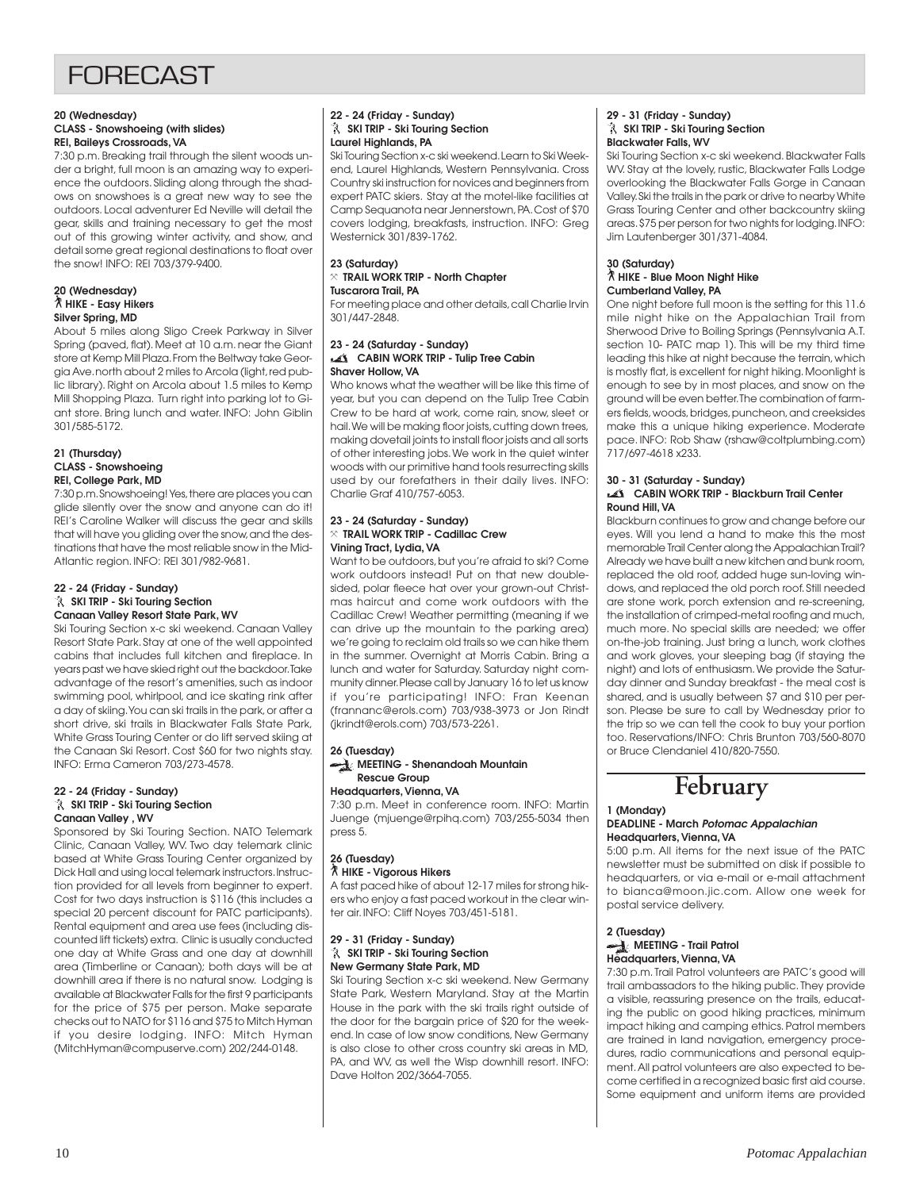# FORECAST

**20 (Wednesday)**
**CLASS - Snowshoeing (with slides)**
**REI, Baileys Crossroads, VA**

7:30 p.m. Breaking trail through the silent woods under a bright, full moon is an amazing way to experience the outdoors. Sliding along through the shadows on snowshoes is a great new way to see the outdoors. Local adventurer Ed Neville will detail the gear, skills and training necessary to get the most out of this growing winter activity, and show, and detail some great regional destinations to float over the snow! INFO: REI 703/379-9400.

**20 (Wednesday)**
**HIKE - Easy Hikers**
**Silver Spring, MD**

About 5 miles along Sligo Creek Parkway in Silver Spring (paved, flat). Meet at 10 a.m. near the Giant store at Kemp Mill Plaza. From the Beltway take Georgia Ave. north about 2 miles to Arcola (light, red public library). Right on Arcola about 1.5 miles to Kemp Mill Shopping Plaza. Turn right into parking lot to Giant store. Bring lunch and water. INFO: John Giblin 301/585-5172.

**21 (Thursday)**
**CLASS - Snowshoeing**
**REI, College Park, MD**

7:30 p.m. Snowshoeing! Yes, there are places you can glide silently over the snow and anyone can do it! REI's Caroline Walker will discuss the gear and skills that will have you gliding over the snow, and the destinations that have the most reliable snow in the Mid-Atlantic region. INFO: REI 301/982-9681.

**22 - 24 (Friday - Sunday)**
**SKI TRIP - Ski Touring Section**
**Canaan Valley Resort State Park, WV**

Ski Touring Section x-c ski weekend. Canaan Valley Resort State Park. Stay at one of the well appointed cabins that includes full kitchen and fireplace. In years past we have skied right out the backdoor. Take advantage of the resort's amenities, such as indoor swimming pool, whirlpool, and ice skating rink after a day of skiing. You can ski trails in the park, or after a short drive, ski trails in Blackwater Falls State Park, White Grass Touring Center or do lift served skiing at the Canaan Ski Resort. Cost $60 for two nights stay. INFO: Erma Cameron 703/273-4578.

**22 - 24 (Friday - Sunday)**
**SKI TRIP - Ski Touring Section**
**Canaan Valley , WV**

Sponsored by Ski Touring Section. NATO Telemark Clinic, Canaan Valley, WV. Two day telemark clinic based at White Grass Touring Center organized by Dick Hall and using local telemark instructors. Instruction provided for all levels from beginner to expert. Cost for two days instruction is $116 (this includes a special 20 percent discount for PATC participants). Rental equipment and area use fees (including discounted lift tickets) extra. Clinic is usually conducted one day at White Grass and one day at downhill area (Timberline or Canaan); both days will be at downhill area if there is no natural snow. Lodging is available at Blackwater Falls for the first 9 participants for the price of $75 per person. Make separate checks out to NATO for $116 and $75 to Mitch Hyman if you desire lodging. INFO: Mitch Hyman (MitchHyman@compuserve.com) 202/244-0148.

**22 - 24 (Friday - Sunday)**
**SKI TRIP - Ski Touring Section**
**Laurel Highlands, PA**

Ski Touring Section x-c ski weekend. Learn to Ski Weekend, Laurel Highlands, Western Pennsylvania. Cross Country ski instruction for novices and beginners from expert PATC skiers. Stay at the motel-like facilities at Camp Sequanota near Jennerstown, PA. Cost of $70 covers lodging, breakfasts, instruction. INFO: Greg Westernick 301/839-1762.

**23 (Saturday)**
**TRAIL WORK TRIP - North Chapter**
**Tuscarora Trail, PA**

For meeting place and other details, call Charlie Irvin 301/447-2848.

**23 - 24 (Saturday - Sunday)**
**CABIN WORK TRIP - Tulip Tree Cabin**
**Shaver Hollow, VA**

Who knows what the weather will be like this time of year, but you can depend on the Tulip Tree Cabin Crew to be hard at work, come rain, snow, sleet or hail. We will be making floor joists, cutting down trees, making dovetail joints to install floor joists and all sorts of other interesting jobs. We work in the quiet winter woods with our primitive hand tools resurrecting skills used by our forefathers in their daily lives. INFO: Charlie Graf 410/757-6053.

**23 - 24 (Saturday - Sunday)**
**TRAIL WORK TRIP - Cadillac Crew**
**Vining Tract, Lydia, VA**

Want to be outdoors, but you're afraid to ski? Come work outdoors instead! Put on that new double-sided, polar fleece hat over your grown-out Christmas haircut and come work outdoors with the Cadillac Crew! Weather permitting (meaning if we can drive up the mountain to the parking area) we're going to reclaim old trails so we can hike them in the summer. Overnight at Morris Cabin. Bring a lunch and water for Saturday. Saturday night community dinner. Please call by January 16 to let us know if you're participating! INFO: Fran Keenan (frannanc@erols.com) 703/938-3973 or Jon Rindt (jkrindt@erols.com) 703/573-2261.

**26 (Tuesday)**
**MEETING - Shenandoah Mountain Rescue Group**
**Headquarters, Vienna, VA**

7:30 p.m. Meet in conference room. INFO: Martin Juenge (mjuenge@rpihq.com) 703/255-5034 then press 5.

**26 (Tuesday)**
**HIKE - Vigorous Hikers**

A fast paced hike of about 12-17 miles for strong hikers who enjoy a fast paced workout in the clear winter air. INFO: Cliff Noyes 703/451-5181.

**29 - 31 (Friday - Sunday)**
**SKI TRIP - Ski Touring Section**
**New Germany State Park, MD**

Ski Touring Section x-c ski weekend. New Germany State Park, Western Maryland. Stay at the Martin House in the park with the ski trails right outside of the door for the bargain price of $20 for the weekend. In case of low snow conditions, New Germany is also close to other cross country ski areas in MD, PA, and WV, as well the Wisp downhill resort. INFO: Dave Holton 202/3664-7055.

**29 - 31 (Friday - Sunday)**
**SKI TRIP - Ski Touring Section**
**Blackwater Falls, WV**

Ski Touring Section x-c ski weekend. Blackwater Falls WV. Stay at the lovely, rustic, Blackwater Falls Lodge overlooking the Blackwater Falls Gorge in Canaan Valley. Ski the trails in the park or drive to nearby White Grass Touring Center and other backcountry skiing areas. $75 per person for two nights for lodging. INFO: Jim Lautenberger 301/371-4084.

**30 (Saturday)**
**HIKE - Blue Moon Night Hike**
**Cumberland Valley, PA**

One night before full moon is the setting for this 11.6 mile night hike on the Appalachian Trail from Sherwood Drive to Boiling Springs (Pennsylvania A.T. section 10- PATC map 1). This will be my third time leading this hike at night because the terrain, which is mostly flat, is excellent for night hiking. Moonlight is enough to see by in most places, and snow on the ground will be even better. The combination of farmers fields, woods, bridges, puncheon, and creeksides make this a unique hiking experience. Moderate pace. INFO: Rob Shaw (rshaw@coltplumbing.com) 717/697-4618 x233.

**30 - 31 (Saturday - Sunday)**
**CABIN WORK TRIP - Blackburn Trail Center**
**Round Hill, VA**

Blackburn continues to grow and change before our eyes. Will you lend a hand to make this the most memorable Trail Center along the Appalachian Trail? Already we have built a new kitchen and bunk room, replaced the old roof, added huge sun-loving windows, and replaced the old porch roof. Still needed are stone work, porch extension and re-screening, the installation of crimped-metal roofing and much, much more. No special skills are needed; we offer on-the-job training. Just bring a lunch, work clothes and work gloves, your sleeping bag (if staying the night) and lots of enthusiasm. We provide the Saturday dinner and Sunday breakfast - the meal cost is shared, and is usually between $7 and $10 per person. Please be sure to call by Wednesday prior to the trip so we can tell the cook to buy your portion too. Reservations/INFO: Chris Brunton 703/560-8070 or Bruce Clendaniel 410/820-7550.

## February

**1 (Monday)**
**DEADLINE - March *Potomac Appalachian***
**Headquarters, Vienna, VA**

5:00 p.m. All items for the next issue of the PATC newsletter must be submitted on disk if possible to headquarters, or via e-mail or e-mail attachment to bianca@moon.jic.com. Allow one week for postal service delivery.

**2 (Tuesday)**
**MEETING - Trail Patrol**
**Headquarters, Vienna, VA**

7:30 p.m. Trail Patrol volunteers are PATC's good will trail ambassadors to the hiking public. They provide a visible, reassuring presence on the trails, educating the public on good hiking practices, minimum impact hiking and camping ethics. Patrol members are trained in land navigation, emergency procedures, radio communications and personal equipment. All patrol volunteers are also expected to become certified in a recognized basic first aid course. Some equipment and uniform items are provided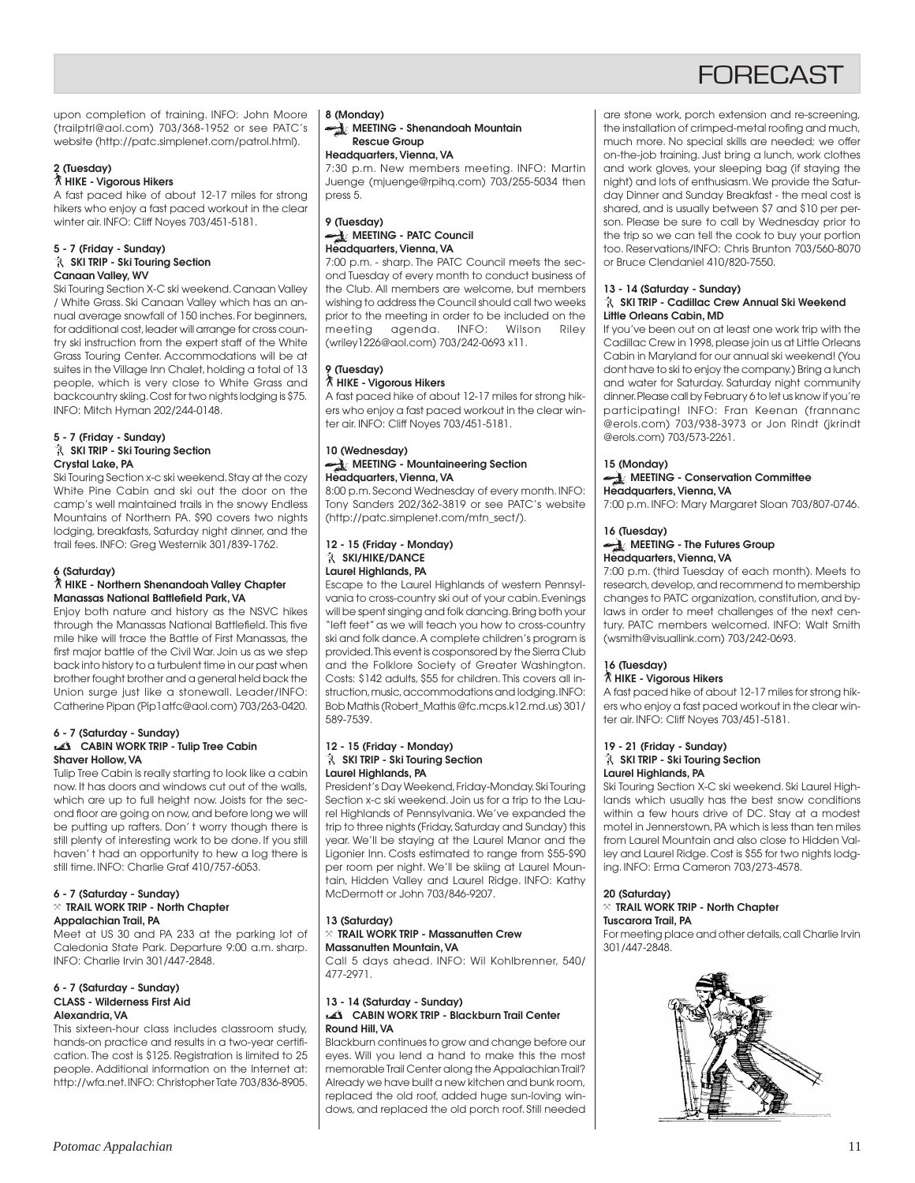upon completion of training. INFO: John Moore (trailptrl@aol.com) 703/368-1952 or see PATC's website (http://patc.simplenet.com/patrol.html).

**2 (Tuesday)**
**HIKE - Vigorous Hikers**
A fast paced hike of about 12-17 miles for strong hikers who enjoy a fast paced workout in the clear winter air. INFO: Cliff Noyes 703/451-5181.

**5 - 7 (Friday - Sunday)**
**SKI TRIP - Ski Touring Section**
**Canaan Valley, WV**
Ski Touring Section X-C ski weekend. Canaan Valley / White Grass. Ski Canaan Valley which has an annual average snowfall of 150 inches. For beginners, for additional cost, leader will arrange for cross country ski instruction from the expert staff of the White Grass Touring Center. Accommodations will be at suites in the Village Inn Chalet, holding a total of 13 people, which is very close to White Grass and backcountry skiing. Cost for two nights lodging is $75. INFO: Mitch Hyman 202/244-0148.

**5 - 7 (Friday - Sunday)**
**SKI TRIP - Ski Touring Section**
**Crystal Lake, PA**
Ski Touring Section x-c ski weekend. Stay at the cozy White Pine Cabin and ski out the door on the camp's well maintained trails in the snowy Endless Mountains of Northern PA. $90 covers two nights lodging, breakfasts, Saturday night dinner, and the trail fees. INFO: Greg Westernik 301/839-1762.

**6 (Saturday)**
**HIKE - Northern Shenandoah Valley Chapter**
**Manassas National Battlefield Park, VA**
Enjoy both nature and history as the NSVC hikes through the Manassas National Battlefield. This five mile hike will trace the Battle of First Manassas, the first major battle of the Civil War. Join us as we step back into history to a turbulent time in our past when brother fought brother and a general held back the Union surge just like a stonewall. Leader/INFO: Catherine Pipan (Pip1atfc@aol.com) 703/263-0420.

**6 - 7 (Saturday - Sunday)**
**CABIN WORK TRIP - Tulip Tree Cabin**
**Shaver Hollow, VA**
Tulip Tree Cabin is really starting to look like a cabin now. It has doors and windows cut out of the walls, which are up to full height now. Joists for the second floor are going on now, and before long we will be putting up rafters. Don't worry though there is still plenty of interesting work to be done. If you still haven't had an opportunity to hew a log there is still time. INFO: Charlie Graf 410/757-6053.

**6 - 7 (Saturday - Sunday)**
**TRAIL WORK TRIP - North Chapter**
**Appalachian Trail, PA**
Meet at US 30 and PA 233 at the parking lot of Caledonia State Park. Departure 9:00 a.m. sharp. INFO: Charlie Irvin 301/447-2848.

**6 - 7 (Saturday - Sunday)**
**CLASS - Wilderness First Aid**
**Alexandria, VA**
This sixteen-hour class includes classroom study, hands-on practice and results in a two-year certification. The cost is $125. Registration is limited to 25 people. Additional information on the Internet at: http://wfa.net. INFO: Christopher Tate 703/836-8905.

**8 (Monday)**
**MEETING - Shenandoah Mountain Rescue Group**
**Headquarters, Vienna, VA**
7:30 p.m. New members meeting. INFO: Martin Juenge (mjuenge@rpihq.com) 703/255-5034 then press 5.

**9 (Tuesday)**
**MEETING - PATC Council**
**Headquarters, Vienna, VA**
7:00 p.m. - sharp. The PATC Council meets the second Tuesday of every month to conduct business of the Club. All members are welcome, but members wishing to address the Council should call two weeks prior to the meeting in order to be included on the meeting agenda. INFO: Wilson Riley (wriley1226@aol.com) 703/242-0693 x11.

**9 (Tuesday)**
**HIKE - Vigorous Hikers**
A fast paced hike of about 12-17 miles for strong hikers who enjoy a fast paced workout in the clear winter air. INFO: Cliff Noyes 703/451-5181.

**10 (Wednesday)**
**MEETING - Mountaineering Section**
**Headquarters, Vienna, VA**
8:00 p.m. Second Wednesday of every month. INFO: Tony Sanders 202/362-3819 or see PATC's website (http://patc.simplenet.com/mtn_sect/).

**12 - 15 (Friday - Monday)**
**SKI/HIKE/DANCE**
**Laurel Highlands, PA**
Escape to the Laurel Highlands of western Pennsylvania to cross-country ski out of your cabin. Evenings will be spent singing and folk dancing. Bring both your "left feet" as we will teach you how to cross-country ski and folk dance. A complete children's program is provided. This event is cosponsored by the Sierra Club and the Folklore Society of Greater Washington. Costs: $142 adults, $55 for children. This covers all instruction, music, accommodations and lodging. INFO: Bob Mathis (Robert_Mathis@fc.mcps.k12.md.us) 301/589-7539.

**12 - 15 (Friday - Monday)**
**SKI TRIP - Ski Touring Section**
**Laurel Highlands, PA**
President's Day Weekend, Friday-Monday. Ski Touring Section x-c ski weekend. Join us for a trip to the Laurel Highlands of Pennsylvania. We've expanded the trip to three nights (Friday, Saturday and Sunday) this year. We'll be staying at the Laurel Manor and the Ligonier Inn. Costs estimated to range from $55-$90 per room per night. We'll be skiing at Laurel Mountain, Hidden Valley and Laurel Ridge. INFO: Kathy McDermott or John 703/846-9207.

**13 (Saturday)**
**TRAIL WORK TRIP - Massanutten Crew**
**Massanutten Mountain, VA**
Call 5 days ahead. INFO: Wil Kohlbrenner, 540/477-2971.

**13 - 14 (Saturday - Sunday)**
**CABIN WORK TRIP - Blackburn Trail Center**
**Round Hill, VA**
Blackburn continues to grow and change before our eyes. Will you lend a hand to make this the most memorable Trail Center along the Appalachian Trail? Already we have built a new kitchen and bunk room, replaced the old roof, added huge sun-loving windows, and replaced the old porch roof. Still needed are stone work, porch extension and re-screening, the installation of crimped-metal roofing and much, much more. No special skills are needed; we offer on-the-job training. Just bring a lunch, work clothes and work gloves, your sleeping bag (if staying the night) and lots of enthusiasm. We provide the Saturday Dinner and Sunday Breakfast - the meal cost is shared, and is usually between $7 and $10 per person. Please be sure to call by Wednesday prior to the trip so we can tell the cook to buy your portion too. Reservations/INFO: Chris Brunton 703/560-8070 or Bruce Clendaniel 410/820-7550.

**13 - 14 (Saturday - Sunday)**
**SKI TRIP - Cadillac Crew Annual Ski Weekend**
**Little Orleans Cabin, MD**
If you've been out on at least one work trip with the Cadillac Crew in 1998, please join us at Little Orleans Cabin in Maryland for our annual ski weekend! (You dont have to ski to enjoy the company.) Bring a lunch and water for Saturday. Saturday night community dinner. Please call by February 6 to let us know if you're participating! INFO: Fran Keenan (frannanc @erols.com) 703/938-3973 or Jon Rindt (jkrindt @erols.com) 703/573-2261.

**15 (Monday)**
**MEETING - Conservation Committee**
**Headquarters, Vienna, VA**
7:00 p.m. INFO: Mary Margaret Sloan 703/807-0746.

**16 (Tuesday)**
**MEETING - The Futures Group**
**Headquarters, Vienna, VA**
7:00 p.m. (third Tuesday of each month). Meets to research, develop, and recommend to membership changes to PATC organization, constitution, and bylaws in order to meet challenges of the next century. PATC members welcomed. INFO: Walt Smith (wsmith@visuallink.com) 703/242-0693.

**16 (Tuesday)**
**HIKE - Vigorous Hikers**
A fast paced hike of about 12-17 miles for strong hikers who enjoy a fast paced workout in the clear winter air. INFO: Cliff Noyes 703/451-5181.

**19 - 21 (Friday - Sunday)**
**SKI TRIP - Ski Touring Section**
**Laurel Highlands, PA**
Ski Touring Section X-C ski weekend. Ski Laurel Highlands which usually has the best snow conditions within a few hours drive of DC. Stay at a modest motel in Jennerstown, PA which is less than ten miles from Laurel Mountain and also close to Hidden Valley and Laurel Ridge. Cost is $55 for two nights lodging. INFO: Erma Cameron 703/273-4578.

**20 (Saturday)**
**TRAIL WORK TRIP - North Chapter**
**Tuscarora Trail, PA**
For meeting place and other details, call Charlie Irvin 301/447-2848.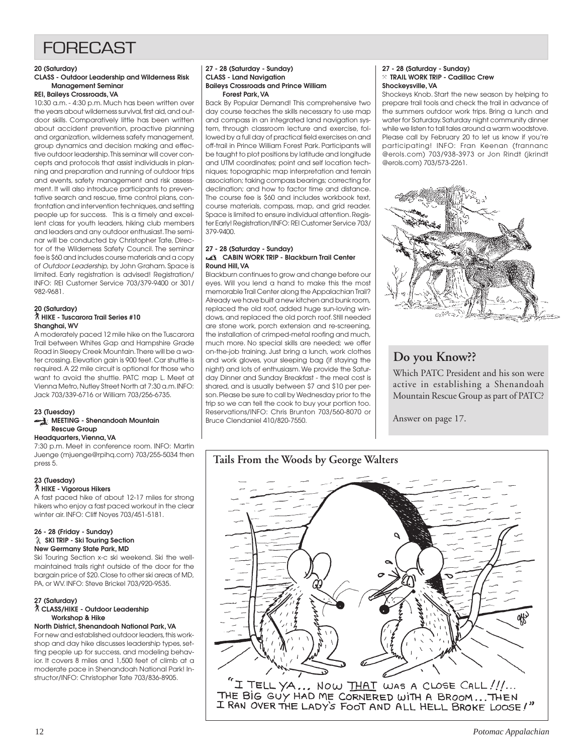# FORECAST

**20 (Saturday)**
**CLASS - Outdoor Leadership and Wilderness Risk Management Seminar**
**REI, Baileys Crossroads, VA**

10:30 a.m. - 4:30 p.m. Much has been written over the years about wilderness survival, first aid, and outdoor skills. Comparatively little has been written about accident prevention, proactive planning and organization, wilderness safety management, group dynamics and decision making and effective outdoor leadership. This seminar will cover concepts and protocols that assist individuals in planning and preparation and running of outdoor trips and events, safety management and risk assessment. It will also introduce participants to preventative search and rescue, time control plans, confrontation and intervention techniques, and setting people up for success. This is a timely and excellent class for youth leaders, hiking club members and leaders and any outdoor enthusiast. The seminar will be conducted by Christopher Tate, Director of the Wilderness Safety Council. The seminar fee is $60 and includes course materials and a copy of *Outdoor Leadership*, by John Graham. Space is limited. Early registration is advised! Registration/INFO: REI Customer Service 703/379-9400 or 301/982-9681.

**20 (Saturday)**
**HIKE - Tuscarora Trail Series #10**
**Shanghai, WV**

A moderately paced 12 mile hike on the Tuscarora Trail between Whites Gap and Hampshire Grade Road in Sleepy Creek Mountain. There will be a water crossing. Elevation gain is 900 feet. Car shuttle is required. A 22 mile circuit is optional for those who want to avoid the shuttle. PATC map L. Meet at Vienna Metro, Nutley Street North at 7:30 a.m. INFO: Jack 703/339-6716 or William 703/256-6735.

**23 (Tuesday)**
**MEETING - Shenandoah Mountain Rescue Group**
**Headquarters, Vienna, VA**

7:30 p.m. Meet in conference room. INFO: Martin Juenge (mjuenge@rpihq.com) 703/255-5034 then press 5.

**23 (Tuesday)**
**HIKE - Vigorous Hikers**

A fast paced hike of about 12-17 miles for strong hikers who enjoy a fast paced workout in the clear winter air. INFO: Cliff Noyes 703/451-5181.

**26 - 28 (Friday - Sunday)**
**SKI TRIP - Ski Touring Section**
**New Germany State Park, MD**

Ski Touring Section x-c ski weekend. Ski the well-maintained trails right outside of the door for the bargain price of $20. Close to other ski areas of MD, PA, or WV. INFO: Steve Brickel 703/920-9535.

**27 (Saturday)**
**CLASS/HIKE - Outdoor Leadership Workshop & Hike**
**North District, Shenandoah National Park, VA**

For new and established outdoor leaders, this workshop and day hike discusses leadership types, setting people up for success, and modeling behavior. It covers 8 miles and 1,500 feet of climb at a moderate pace in Shenandoah National Park! Instructor/INFO: Christopher Tate 703/836-8905.

**27 - 28 (Saturday - Sunday)**
**CLASS - Land Navigation**
**Baileys Crossroads and Prince William Forest Park, VA**

Back By Popular Demand! This comprehensive two day course teaches the skills necessary to use map and compass in an integrated land navigation system, through classroom lecture and exercise, followed by a full day of practical field exercises on and off-trail in Prince William Forest Park. Participants will be taught to plot positions by latitude and longitude and UTM coordinates; point and self location techniques; topographic map interpretation and terrain association; taking compass bearings; correcting for declination; and how to factor time and distance. The course fee is $60 and includes workbook text, course materials, compass, map, and grid reader. Space is limited to ensure individual attention. Register Early! Registration/INFO: REI Customer Service 703/379-9400.

**27 - 28 (Saturday - Sunday)**
**CABIN WORK TRIP - Blackburn Trail Center**
**Round Hill, VA**

Blackburn continues to grow and change before our eyes. Will you lend a hand to make this the most memorable Trail Center along the Appalachian Trail? Already we have built a new kitchen and bunk room, replaced the old roof, added huge sun-loving windows, and replaced the old porch roof. Still needed are stone work, porch extension and re-screening, the installation of crimped-metal roofing and much, much more. No special skills are needed; we offer on-the-job training. Just bring a lunch, work clothes and work gloves, your sleeping bag (if staying the night) and lots of enthusiasm. We provide the Saturday Dinner and Sunday Breakfast - the meal cost is shared, and is usually between $7 and $10 per person. Please be sure to call by Wednesday prior to the trip so we can tell the cook to buy your portion too. Reservations/INFO: Chris Brunton 703/560-8070 or Bruce Clendaniel 410/820-7550.

**27 - 28 (Saturday - Sunday)**
**TRAIL WORK TRIP - Cadillac Crew**
**Shockeysville, VA**

Shockeys Knob. Start the new season by helping to prepare trail tools and check the trail in advance of the summers outdoor work trips. Bring a lunch and water for Saturday. Saturday night community dinner while we listen to tall tales around a warm woodstove. Please call by February 20 to let us know if you're participating! INFO: Fran Keenan (frannanc@erols.com) 703/938-3973 or Jon Rindt (jkrindt@erols.com) 703/573-2261.

## Do you Know??

Which PATC President and his son were active in establishing a Shenandoah Mountain Rescue Group as part of PATC?

Answer on page 17.

## Tails From the Woods by George Walters

"I TELL YA... NOW THAT WAS A CLOSE CALL!!!... THE BIG GUY HAD ME CORNERED WITH A BROOM... THEN I RAN OVER THE LADY'S FOOT AND ALL HELL BROKE LOOSE!"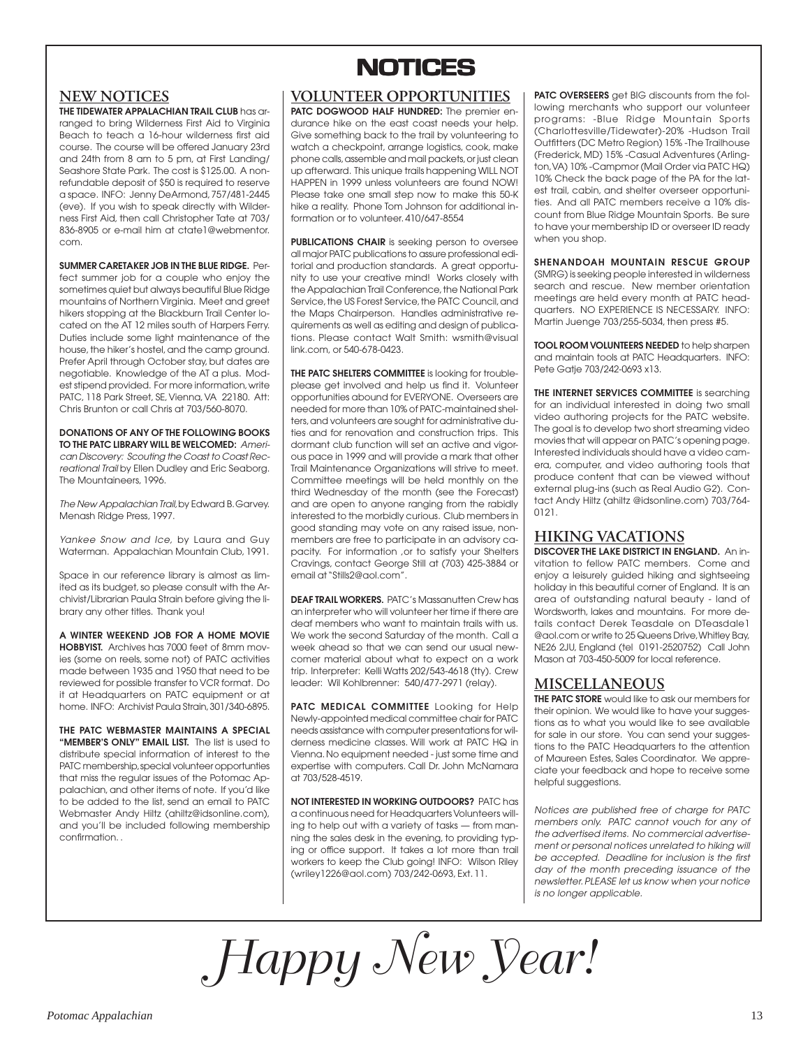# NOTICES

## NEW NOTICES

**THE TIDEWATER APPALACHIAN TRAIL CLUB** has arranged to bring Wilderness First Aid to Virginia Beach to teach a 16-hour wilderness first aid course. The course will be offered January 23rd and 24th from 8 am to 5 pm, at First Landing/Seashore State Park. The cost is $125.00. A non-refundable deposit of $50 is required to reserve a space. INFO: Jenny DeArmond, 757/481-2445 (eve). If you wish to speak directly with Wilderness First Aid, then call Christopher Tate at 703/836-8905 or e-mail him at ctate1@webmentor.com.

**SUMMER CARETAKER JOB IN THE BLUE RIDGE.** Perfect summer job for a couple who enjoy the sometimes quiet but always beautiful Blue Ridge mountains of Northern Virginia. Meet and greet hikers stopping at the Blackburn Trail Center located on the AT 12 miles south of Harpers Ferry. Duties include some light maintenance of the house, the hiker's hostel, and the camp ground. Prefer April through October stay, but dates are negotiable. Knowledge of the AT a plus. Modest stipend provided. For more information, write PATC, 118 Park Street, SE, Vienna, VA 22180. Att: Chris Brunton or call Chris at 703/560-8070.

**DONATIONS OF ANY OF THE FOLLOWING BOOKS TO THE PATC LIBRARY WILL BE WELCOMED:** *American Discovery: Scouting the Coast to Coast Recreational Trail* by Ellen Dudley and Eric Seaborg. The Mountaineers, 1996.

*The New Appalachian Trail,* by Edward B. Garvey. Menash Ridge Press, 1997.

*Yankee Snow and Ice,* by Laura and Guy Waterman. Appalachian Mountain Club, 1991.

Space in our reference library is almost as limited as its budget, so please consult with the Archivist/Librarian Paula Strain before giving the library any other titles. Thank you!

**A WINTER WEEKEND JOB FOR A HOME MOVIE HOBBYIST.** Archives has 7000 feet of 8mm movies (some on reels, some not) of PATC activities made between 1935 and 1950 that need to be reviewed for possible transfer to VCR format. Do it at Headquarters on PATC equipment or at home. INFO: Archivist Paula Strain, 301/340-6895.

**THE PATC WEBMASTER MAINTAINS A SPECIAL "MEMBER'S ONLY" EMAIL LIST.** The list is used to distribute special information of interest to the PATC membership, special volunteer opportunities that miss the regular issues of the Potomac Appalachian, and other items of note. If you'd like to be added to the list, send an email to PATC Webmaster Andy Hiltz (ahiltz@idsonline.com), and you'll be included following membership confirmation. .

## VOLUNTEER OPPORTUNITIES

**PATC DOGWOOD HALF HUNDRED:** The premier endurance hike on the east coast needs your help. Give something back to the trail by volunteering to watch a checkpoint, arrange logistics, cook, make phone calls, assemble and mail packets, or just clean up afterward. This unique trails happening WILL NOT HAPPEN in 1999 unless volunteers are found NOW! Please take one small step now to make this 50-K hike a reality. Phone Tom Johnson for additional information or to volunteer. 410/647-8554

**PUBLICATIONS CHAIR** is seeking person to oversee all major PATC publications to assure professional editorial and production standards. A great opportunity to use your creative mind! Works closely with the Appalachian Trail Conference, the National Park Service, the US Forest Service, the PATC Council, and the Maps Chairperson. Handles administrative requirements as well as editing and design of publications. Please contact Walt Smith: wsmith@visual link.com, or 540-678-0423.

**THE PATC SHELTERS COMMITTEE** is looking for trouble-please get involved and help us find it. Volunteer opportunities abound for EVERYONE. Overseers are needed for more than 10% of PATC-maintained shelters, and volunteers are sought for administrative duties and for renovation and construction trips. This dormant club function will set an active and vigorous pace in 1999 and will provide a mark that other Trail Maintenance Organizations will strive to meet. Committee meetings will be held monthly on the third Wednesday of the month (see the Forecast) and are open to anyone ranging from the rabidly interested to the morbidly curious. Club members in good standing may vote on any raised issue, non-members are free to participate in an advisory capacity. For information ,or to satisfy your Shelters Cravings, contact George Still at (703) 425-3884 or email at "Stills2@aol.com".

**DEAF TRAIL WORKERS.** PATC's Massanutten Crew has an interpreter who will volunteer her time if there are deaf members who want to maintain trails with us. We work the second Saturday of the month. Call a week ahead so that we can send our usual newcomer material about what to expect on a work trip. Interpreter: Kelli Watts 202/543-4618 (tty). Crew leader: Wil Kohlbrenner: 540/477-2971 (relay).

**PATC MEDICAL COMMITTEE** Looking for Help Newly-appointed medical committee chair for PATC needs assistance with computer presentations for wilderness medicine classes. Will work at PATC HQ in Vienna. No equipment needed - just some time and expertise with computers. Call Dr. John McNamara at 703/528-4519.

**NOT INTERESTED IN WORKING OUTDOORS?** PATC has a continuous need for Headquarters Volunteers willing to help out with a variety of tasks — from manning the sales desk in the evening, to providing typing or office support. It takes a lot more than trail workers to keep the Club going! INFO: Wilson Riley (wriley1226@aol.com) 703/242-0693, Ext. 11.

**PATC OVERSEERS** get BIG discounts from the following merchants who support our volunteer programs: -Blue Ridge Mountain Sports (Charlottesville/Tidewater)-20% -Hudson Trail Outfitters (DC Metro Region) 15% -The Trailhouse (Frederick, MD) 15% -Casual Adventures (Arlington, VA) 10% -Campmor (Mail Order via PATC HQ) 10% Check the back page of the PA for the latest trail, cabin, and shelter overseer opportunities. And all PATC members receive a 10% discount from Blue Ridge Mountain Sports. Be sure to have your membership ID or overseer ID ready when you shop.

**SHENANDOAH MOUNTAIN RESCUE GROUP** (SMRG) is seeking people interested in wilderness search and rescue. New member orientation meetings are held every month at PATC headquarters. NO EXPERIENCE IS NECESSARY. INFO: Martin Juenge 703/255-5034, then press #5.

**TOOL ROOM VOLUNTEERS NEEDED** to help sharpen and maintain tools at PATC Headquarters. INFO: Pete Gatje 703/242-0693 x13.

**THE INTERNET SERVICES COMMITTEE** is searching for an individual interested in doing two small video authoring projects for the PATC website. The goal is to develop two short streaming video movies that will appear on PATC's opening page. Interested individuals should have a video camera, computer, and video authoring tools that produce content that can be viewed without external plug-ins (such as Real Audio G2). Contact Andy Hiltz (ahiltz @idsonline.com) 703/764-0121.

## HIKING VACATIONS

**DISCOVER THE LAKE DISTRICT IN ENGLAND.** An invitation to fellow PATC members. Come and enjoy a leisurely guided hiking and sightseeing holiday in this beautiful corner of England. It is an area of outstanding natural beauty - land of Wordsworth, lakes and mountains. For more details contact Derek Teasdale on DTeasdale1 @aol.com or write to 25 Queens Drive, Whitley Bay, NE26 2JU, England (tel 0191-2520752) Call John Mason at 703-450-5009 for local reference.

## MISCELLANEOUS

**THE PATC STORE** would like to ask our members for their opinion. We would like to have your suggestions as to what you would like to see available for sale in our store. You can send your suggestions to the PATC Headquarters to the attention of Maureen Estes, Sales Coordinator. We appreciate your feedback and hope to receive some helpful suggestions.

*Notices are published free of charge for PATC members only. PATC cannot vouch for any of the advertised items. No commercial advertisement or personal notices unrelated to hiking will be accepted. Deadline for inclusion is the first day of the month preceding issuance of the newsletter. PLEASE let us know when your notice is no longer applicable.*

*Happy New Year!*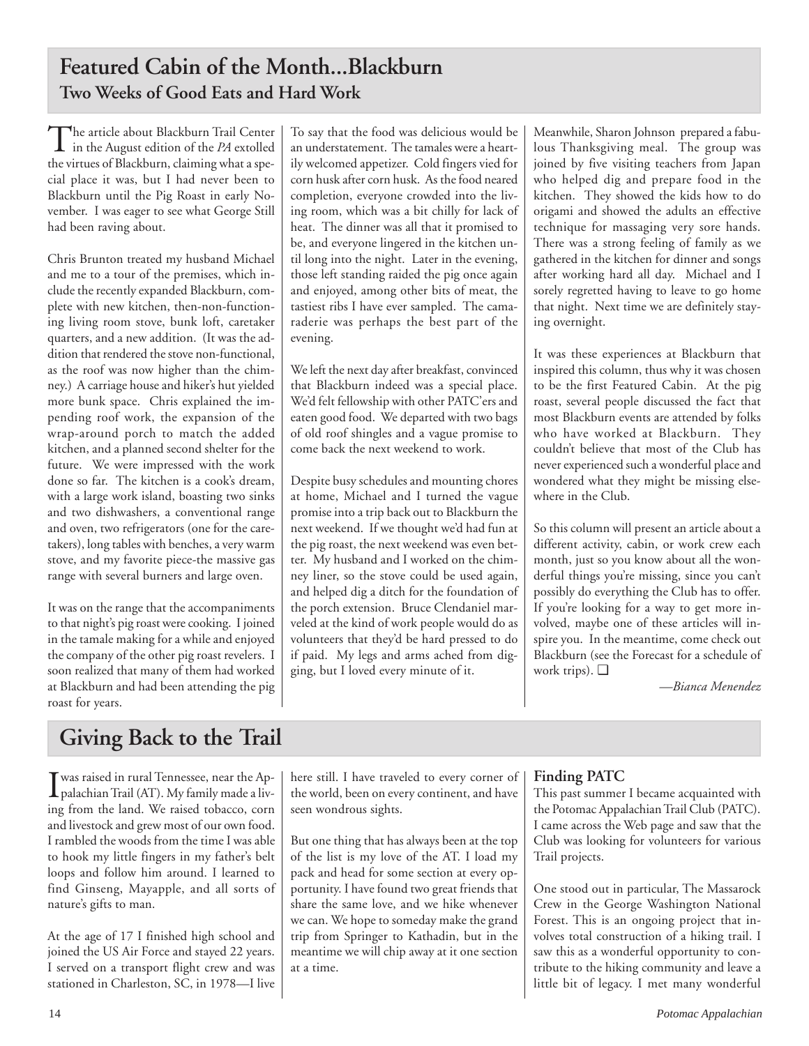## Featured Cabin of the Month...Blackburn

### Two Weeks of Good Eats and Hard Work

The article about Blackburn Trail Center in the August edition of the *PA* extolled the virtues of Blackburn, claiming what a special place it was, but I had never been to Blackburn until the Pig Roast in early November. I was eager to see what George Still had been raving about.

Chris Brunton treated my husband Michael and me to a tour of the premises, which include the recently expanded Blackburn, complete with new kitchen, then-non-functioning living room stove, bunk loft, caretaker quarters, and a new addition. (It was the addition that rendered the stove non-functional, as the roof was now higher than the chimney.) A carriage house and hiker's hut yielded more bunk space. Chris explained the impending roof work, the expansion of the wrap-around porch to match the added kitchen, and a planned second shelter for the future. We were impressed with the work done so far. The kitchen is a cook's dream, with a large work island, boasting two sinks and two dishwashers, a conventional range and oven, two refrigerators (one for the caretakers), long tables with benches, a very warm stove, and my favorite piece-the massive gas range with several burners and large oven.

It was on the range that the accompaniments to that night's pig roast were cooking. I joined in the tamale making for a while and enjoyed the company of the other pig roast revelers. I soon realized that many of them had worked at Blackburn and had been attending the pig roast for years.

To say that the food was delicious would be an understatement. The tamales were a heartily welcomed appetizer. Cold fingers vied for corn husk after corn husk. As the food neared completion, everyone crowded into the living room, which was a bit chilly for lack of heat. The dinner was all that it promised to be, and everyone lingered in the kitchen until long into the night. Later in the evening, those left standing raided the pig once again and enjoyed, among other bits of meat, the tastiest ribs I have ever sampled. The camaraderie was perhaps the best part of the evening.

We left the next day after breakfast, convinced that Blackburn indeed was a special place. We'd felt fellowship with other PATC'ers and eaten good food. We departed with two bags of old roof shingles and a vague promise to come back the next weekend to work.

Despite busy schedules and mounting chores at home, Michael and I turned the vague promise into a trip back out to Blackburn the next weekend. If we thought we'd had fun at the pig roast, the next weekend was even better. My husband and I worked on the chimney liner, so the stove could be used again, and helped dig a ditch for the foundation of the porch extension. Bruce Clendaniel marveled at the kind of work people would do as volunteers that they'd be hard pressed to do if paid. My legs and arms ached from digging, but I loved every minute of it.

Meanwhile, Sharon Johnson prepared a fabulous Thanksgiving meal. The group was joined by five visiting teachers from Japan who helped dig and prepare food in the kitchen. They showed the kids how to do origami and showed the adults an effective technique for massaging very sore hands. There was a strong feeling of family as we gathered in the kitchen for dinner and songs after working hard all day. Michael and I sorely regretted having to leave to go home that night. Next time we are definitely staying overnight.

It was these experiences at Blackburn that inspired this column, thus why it was chosen to be the first Featured Cabin. At the pig roast, several people discussed the fact that most Blackburn events are attended by folks who have worked at Blackburn. They couldn't believe that most of the Club has never experienced such a wonderful place and wondered what they might be missing elsewhere in the Club.

So this column will present an article about a different activity, cabin, or work crew each month, just so you know about all the wonderful things you're missing, since you can't possibly do everything the Club has to offer. If you're looking for a way to get more involved, maybe one of these articles will inspire you. In the meantime, come check out Blackburn (see the Forecast for a schedule of work trips). ❑

*—Bianca Menendez*

## Giving Back to the Trail

I was raised in rural Tennessee, near the Appalachian Trail (AT). My family made a living from the land. We raised tobacco, corn and livestock and grew most of our own food. I rambled the woods from the time I was able to hook my little fingers in my father's belt loops and follow him around. I learned to find Ginseng, Mayapple, and all sorts of nature's gifts to man.

At the age of 17 I finished high school and joined the US Air Force and stayed 22 years. I served on a transport flight crew and was stationed in Charleston, SC, in 1978—I live here still. I have traveled to every corner of the world, been on every continent, and have seen wondrous sights.

But one thing that has always been at the top of the list is my love of the AT. I load my pack and head for some section at every opportunity. I have found two great friends that share the same love, and we hike whenever we can. We hope to someday make the grand trip from Springer to Kathadin, but in the meantime we will chip away at it one section at a time.

### Finding PATC

This past summer I became acquainted with the Potomac Appalachian Trail Club (PATC). I came across the Web page and saw that the Club was looking for volunteers for various Trail projects.

One stood out in particular, The Massarock Crew in the George Washington National Forest. This is an ongoing project that involves total construction of a hiking trail. I saw this as a wonderful opportunity to contribute to the hiking community and leave a little bit of legacy. I met many wonderful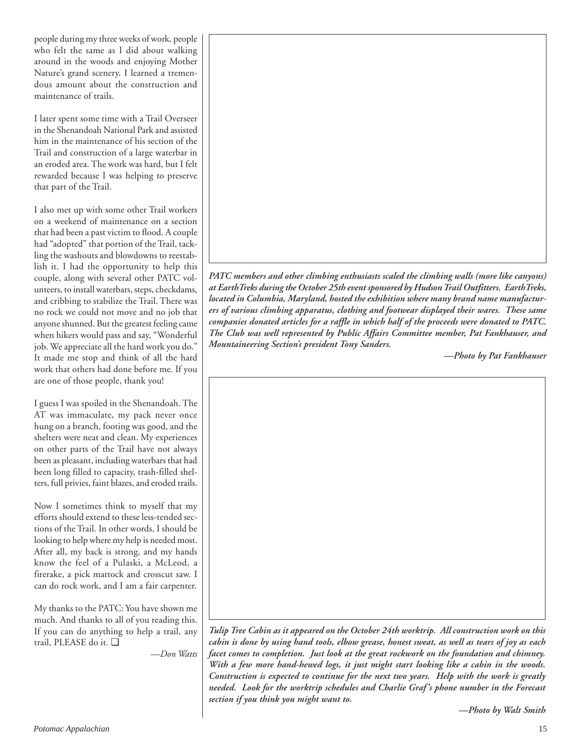people during my three weeks of work, people who felt the same as I did about walking around in the woods and enjoying Mother Nature's grand scenery. I learned a tremendous amount about the construction and maintenance of trails.

I later spent some time with a Trail Overseer in the Shenandoah National Park and assisted him in the maintenance of his section of the Trail and construction of a large waterbar in an eroded area. The work was hard, but I felt rewarded because I was helping to preserve that part of the Trail.

I also met up with some other Trail workers on a weekend of maintenance on a section that had been a past victim to flood. A couple had "adopted" that portion of the Trail, tackling the washouts and blowdowns to reestablish it. I had the opportunity to help this couple, along with several other PATC volunteers, to install waterbars, steps, checkdams, and cribbing to stabilize the Trail. There was no rock we could not move and no job that anyone shunned. But the greatest feeling came when hikers would pass and say, "Wonderful job. We appreciate all the hard work you do." It made me stop and think of all the hard work that others had done before me. If you are one of those people, thank you!

I guess I was spoiled in the Shenandoah. The AT was immaculate, my pack never once hung on a branch, footing was good, and the shelters were neat and clean. My experiences on other parts of the Trail have not always been as pleasant, including waterbars that had been long filled to capacity, trash-filled shelters, full privies, faint blazes, and eroded trails.

Now I sometimes think to myself that my efforts should extend to these less-tended sections of the Trail. In other words, I should be looking to help where my help is needed most. After all, my back is strong, and my hands know the feel of a Pulaski, a McLeod, a firerake, a pick mattock and crosscut saw. I can do rock work, and I am a fair carpenter.

My thanks to the PATC: You have shown me much. And thanks to all of you reading this. If you can do anything to help a trail, any trail, PLEASE do it. ❑

—*Don Watts*

***PATC members and other climbing enthusiasts scaled the climbing walls (more like canyons) at EarthTreks during the October 25th event sponsored by Hudson Trail Outfitters. EarthTreks, located in Columbia, Maryland, hosted the exhibition where many brand name manufacturers of various climbing apparatus, clothing and footwear displayed their wares. These same companies donated articles for a raffle in which half of the proceeds were donated to PATC. The Club was well represented by Public Affairs Committee member, Pat Fankhauser, and Mountaineering Section's president Tony Sanders.***

***—Photo by Pat Fankhauser***

***Tulip Tree Cabin as it appeared on the October 24th worktrip. All construction work on this cabin is done by using hand tools, elbow grease, honest sweat, as well as tears of joy as each facet comes to completion. Just look at the great rockwork on the foundation and chimney. With a few more hand-hewed logs, it just might start looking like a cabin in the woods. Construction is expected to continue for the next two years. Help with the work is greatly needed. Look for the worktrip schedules and Charlie Graf's phone number in the Forecast section if you think you might want to.***

***—Photo by Walt Smith***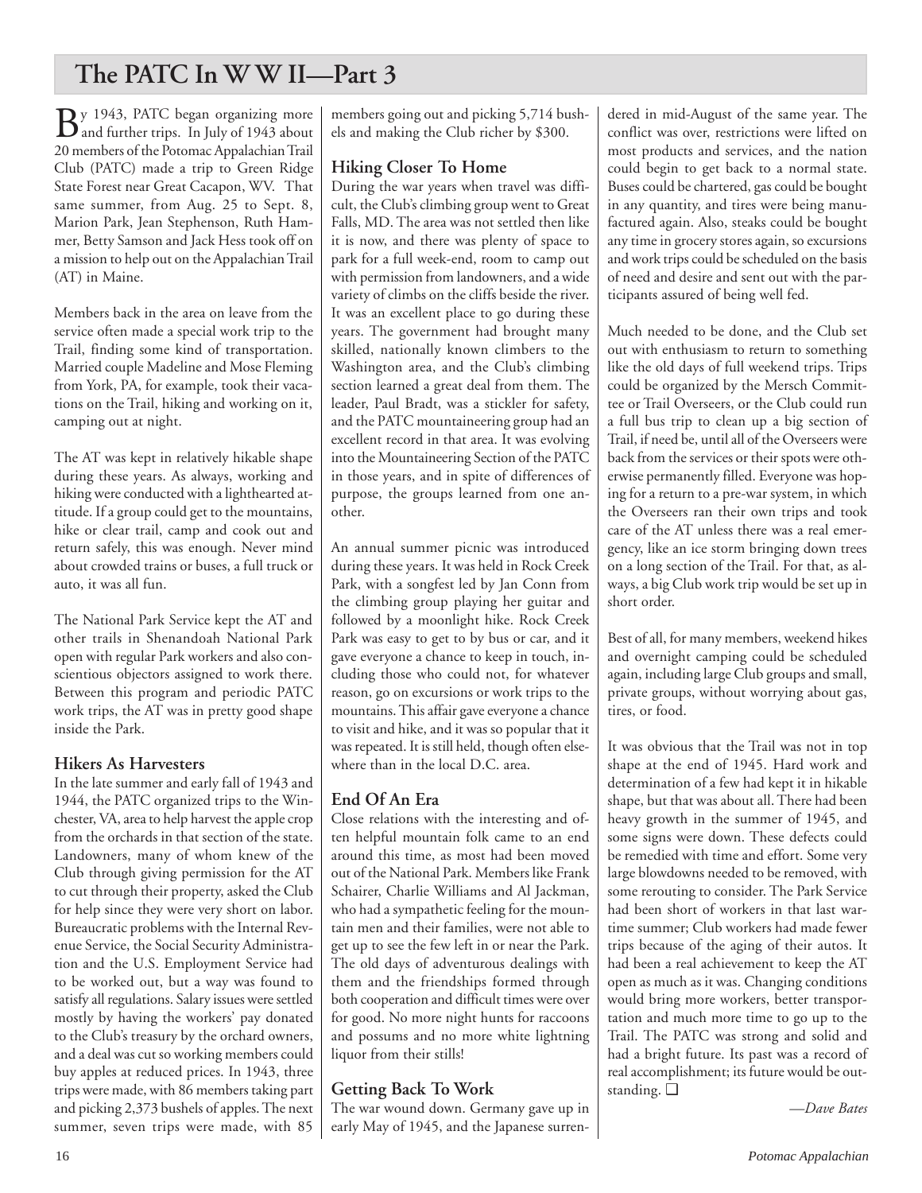# The PATC In W W II—Part 3

By 1943, PATC began organizing more and further trips. In July of 1943 about 20 members of the Potomac Appalachian Trail Club (PATC) made a trip to Green Ridge State Forest near Great Cacapon, WV. That same summer, from Aug. 25 to Sept. 8, Marion Park, Jean Stephenson, Ruth Hammer, Betty Samson and Jack Hess took off on a mission to help out on the Appalachian Trail (AT) in Maine.

Members back in the area on leave from the service often made a special work trip to the Trail, finding some kind of transportation. Married couple Madeline and Mose Fleming from York, PA, for example, took their vacations on the Trail, hiking and working on it, camping out at night.

The AT was kept in relatively hikable shape during these years. As always, working and hiking were conducted with a lighthearted attitude. If a group could get to the mountains, hike or clear trail, camp and cook out and return safely, this was enough. Never mind about crowded trains or buses, a full truck or auto, it was all fun.

The National Park Service kept the AT and other trails in Shenandoah National Park open with regular Park workers and also conscientious objectors assigned to work there. Between this program and periodic PATC work trips, the AT was in pretty good shape inside the Park.

## Hikers As Harvesters

In the late summer and early fall of 1943 and 1944, the PATC organized trips to the Winchester, VA, area to help harvest the apple crop from the orchards in that section of the state. Landowners, many of whom knew of the Club through giving permission for the AT to cut through their property, asked the Club for help since they were very short on labor. Bureaucratic problems with the Internal Revenue Service, the Social Security Administration and the U.S. Employment Service had to be worked out, but a way was found to satisfy all regulations. Salary issues were settled mostly by having the workers' pay donated to the Club's treasury by the orchard owners, and a deal was cut so working members could buy apples at reduced prices. In 1943, three trips were made, with 86 members taking part and picking 2,373 bushels of apples. The next summer, seven trips were made, with 85 members going out and picking 5,714 bushels and making the Club richer by $300.

## Hiking Closer To Home

During the war years when travel was difficult, the Club's climbing group went to Great Falls, MD. The area was not settled then like it is now, and there was plenty of space to park for a full week-end, room to camp out with permission from landowners, and a wide variety of climbs on the cliffs beside the river. It was an excellent place to go during these years. The government had brought many skilled, nationally known climbers to the Washington area, and the Club's climbing section learned a great deal from them. The leader, Paul Bradt, was a stickler for safety, and the PATC mountaineering group had an excellent record in that area. It was evolving into the Mountaineering Section of the PATC in those years, and in spite of differences of purpose, the groups learned from one another.

An annual summer picnic was introduced during these years. It was held in Rock Creek Park, with a songfest led by Jan Conn from the climbing group playing her guitar and followed by a moonlight hike. Rock Creek Park was easy to get to by bus or car, and it gave everyone a chance to keep in touch, including those who could not, for whatever reason, go on excursions or work trips to the mountains. This affair gave everyone a chance to visit and hike, and it was so popular that it was repeated. It is still held, though often elsewhere than in the local D.C. area.

## End Of An Era

Close relations with the interesting and often helpful mountain folk came to an end around this time, as most had been moved out of the National Park. Members like Frank Schairer, Charlie Williams and Al Jackman, who had a sympathetic feeling for the mountain men and their families, were not able to get up to see the few left in or near the Park. The old days of adventurous dealings with them and the friendships formed through both cooperation and difficult times were over for good. No more night hunts for raccoons and possums and no more white lightning liquor from their stills!

## Getting Back To Work

The war wound down. Germany gave up in early May of 1945, and the Japanese surrendered in mid-August of the same year. The conflict was over, restrictions were lifted on most products and services, and the nation could begin to get back to a normal state. Buses could be chartered, gas could be bought in any quantity, and tires were being manufactured again. Also, steaks could be bought any time in grocery stores again, so excursions and work trips could be scheduled on the basis of need and desire and sent out with the participants assured of being well fed.

Much needed to be done, and the Club set out with enthusiasm to return to something like the old days of full weekend trips. Trips could be organized by the Mersch Committee or Trail Overseers, or the Club could run a full bus trip to clean up a big section of Trail, if need be, until all of the Overseers were back from the services or their spots were otherwise permanently filled. Everyone was hoping for a return to a pre-war system, in which the Overseers ran their own trips and took care of the AT unless there was a real emergency, like an ice storm bringing down trees on a long section of the Trail. For that, as always, a big Club work trip would be set up in short order.

Best of all, for many members, weekend hikes and overnight camping could be scheduled again, including large Club groups and small, private groups, without worrying about gas, tires, or food.

It was obvious that the Trail was not in top shape at the end of 1945. Hard work and determination of a few had kept it in hikable shape, but that was about all. There had been heavy growth in the summer of 1945, and some signs were down. These defects could be remedied with time and effort. Some very large blowdowns needed to be removed, with some rerouting to consider. The Park Service had been short of workers in that last wartime summer; Club workers had made fewer trips because of the aging of their autos. It had been a real achievement to keep the AT open as much as it was. Changing conditions would bring more workers, better transportation and much more time to go up to the Trail. The PATC was strong and solid and had a bright future. Its past was a record of real accomplishment; its future would be outstanding. ❑

*—Dave Bates*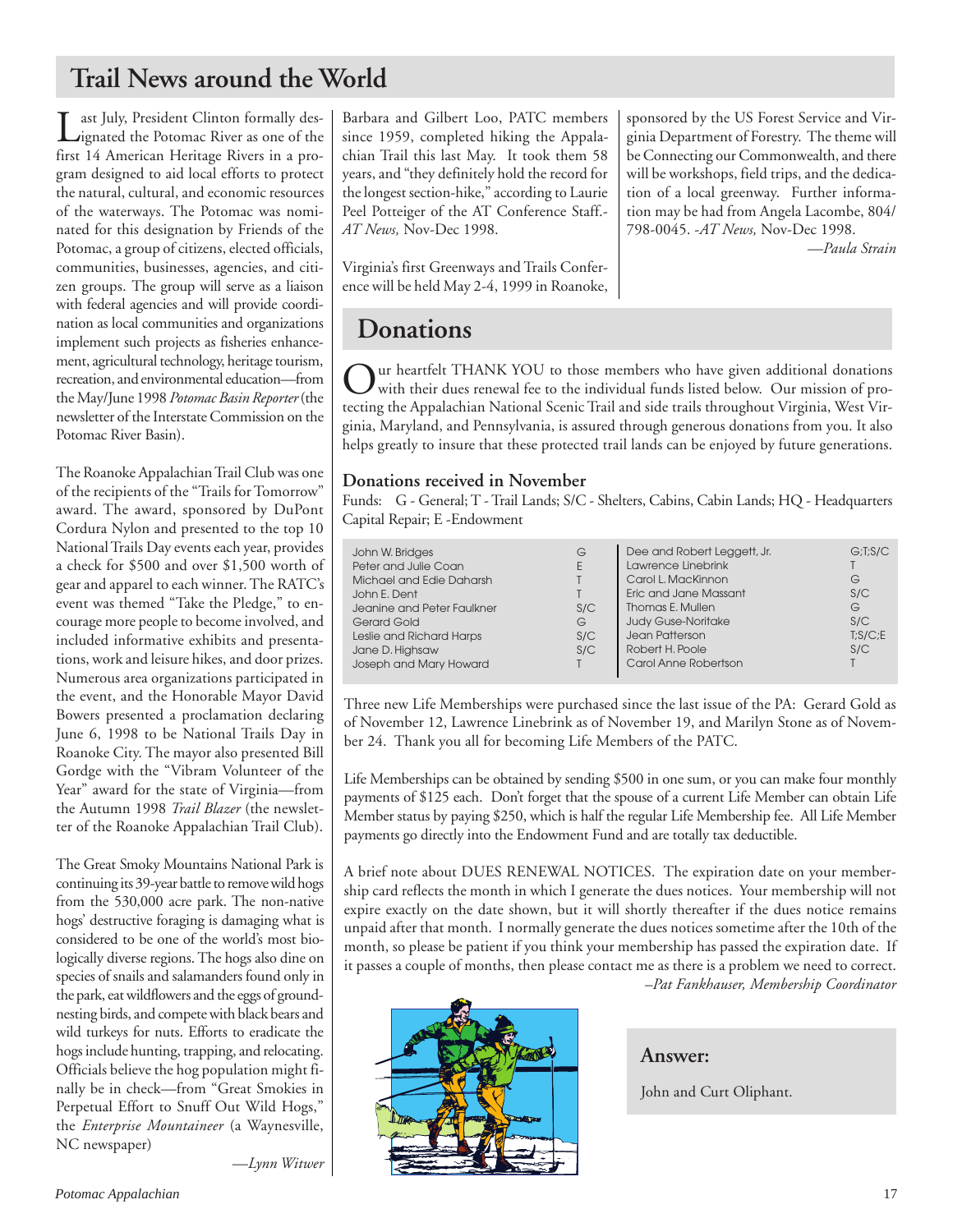## Trail News around the World

Last July, President Clinton formally designated the Potomac River as one of the first 14 American Heritage Rivers in a program designed to aid local efforts to protect the natural, cultural, and economic resources of the waterways. The Potomac was nominated for this designation by Friends of the Potomac, a group of citizens, elected officials, communities, businesses, agencies, and citizen groups. The group will serve as a liaison with federal agencies and will provide coordination as local communities and organizations implement such projects as fisheries enhancement, agricultural technology, heritage tourism, recreation, and environmental education—from the May/June 1998 *Potomac Basin Reporter* (the newsletter of the Interstate Commission on the Potomac River Basin).

The Roanoke Appalachian Trail Club was one of the recipients of the "Trails for Tomorrow" award. The award, sponsored by DuPont Cordura Nylon and presented to the top 10 National Trails Day events each year, provides a check for $500 and over $1,500 worth of gear and apparel to each winner. The RATC's event was themed "Take the Pledge," to encourage more people to become involved, and included informative exhibits and presentations, work and leisure hikes, and door prizes. Numerous area organizations participated in the event, and the Honorable Mayor David Bowers presented a proclamation declaring June 6, 1998 to be National Trails Day in Roanoke City. The mayor also presented Bill Gordge with the "Vibram Volunteer of the Year" award for the state of Virginia—from the Autumn 1998 *Trail Blazer* (the newsletter of the Roanoke Appalachian Trail Club).

The Great Smoky Mountains National Park is continuing its 39-year battle to remove wild hogs from the 530,000 acre park. The non-native hogs' destructive foraging is damaging what is considered to be one of the world's most biologically diverse regions. The hogs also dine on species of snails and salamanders found only in the park, eat wildflowers and the eggs of ground-nesting birds, and compete with black bears and wild turkeys for nuts. Efforts to eradicate the hogs include hunting, trapping, and relocating. Officials believe the hog population might finally be in check—from "Great Smokies in Perpetual Effort to Snuff Out Wild Hogs," the *Enterprise Mountaineer* (a Waynesville, NC newspaper)

—*Lynn Witwer*

Barbara and Gilbert Loo, PATC members since 1959, completed hiking the Appalachian Trail this last May. It took them 58 years, and "they definitely hold the record for the longest section-hike," according to Laurie Peel Potteiger of the AT Conference Staff.- *AT News,* Nov-Dec 1998.

Virginia's first Greenways and Trails Conference will be held May 2-4, 1999 in Roanoke, sponsored by the US Forest Service and Virginia Department of Forestry. The theme will be Connecting our Commonwealth, and there will be workshops, field trips, and the dedication of a local greenway. Further information may be had from Angela Lacombe, 804/798-0045. -*AT News,* Nov-Dec 1998.

—*Paula Strain*

## Donations

Our heartfelt THANK YOU to those members who have given additional donations with their dues renewal fee to the individual funds listed below. Our mission of protecting the Appalachian National Scenic Trail and side trails throughout Virginia, West Virginia, Maryland, and Pennsylvania, is assured through generous donations from you. It also helps greatly to insure that these protected trail lands can be enjoyed by future generations.

### Donations received in November

Funds: G - General; T - Trail Lands; S/C - Shelters, Cabins, Cabin Lands; HQ - Headquarters Capital Repair; E -Endowment

| Name | Fund | Name | Fund |
|---|---|---|---|
| John W. Bridges | G | Dee and Robert Leggett, Jr. | G;T;S/C |
| Peter and Julie Coan | E | Lawrence Linebrink | T |
| Michael and Edie Daharsh | T | Carol L. MacKinnon | G |
| John E. Dent | T | Eric and Jane Massant | S/C |
| Jeanine and Peter Faulkner | S/C | Thomas E. Mullen | G |
| Gerard Gold | G | Judy Guse-Noritake | S/C |
| Leslie and Richard Harps | S/C | Jean Patterson | T;S/C;E |
| Jane D. Highsaw | S/C | Robert H. Poole | S/C |
| Joseph and Mary Howard | T | Carol Anne Robertson | T |

Three new Life Memberships were purchased since the last issue of the PA: Gerard Gold as of November 12, Lawrence Linebrink as of November 19, and Marilyn Stone as of November 24. Thank you all for becoming Life Members of the PATC.

Life Memberships can be obtained by sending $500 in one sum, or you can make four monthly payments of $125 each. Don't forget that the spouse of a current Life Member can obtain Life Member status by paying $250, which is half the regular Life Membership fee. All Life Member payments go directly into the Endowment Fund and are totally tax deductible.

A brief note about DUES RENEWAL NOTICES. The expiration date on your membership card reflects the month in which I generate the dues notices. Your membership will not expire exactly on the date shown, but it will shortly thereafter if the dues notice remains unpaid after that month. I normally generate the dues notices sometime after the 10th of the month, so please be patient if you think your membership has passed the expiration date. If it passes a couple of months, then please contact me as there is a problem we need to correct.

–*Pat Fankhauser, Membership Coordinator*

**Answer:**

John and Curt Oliphant.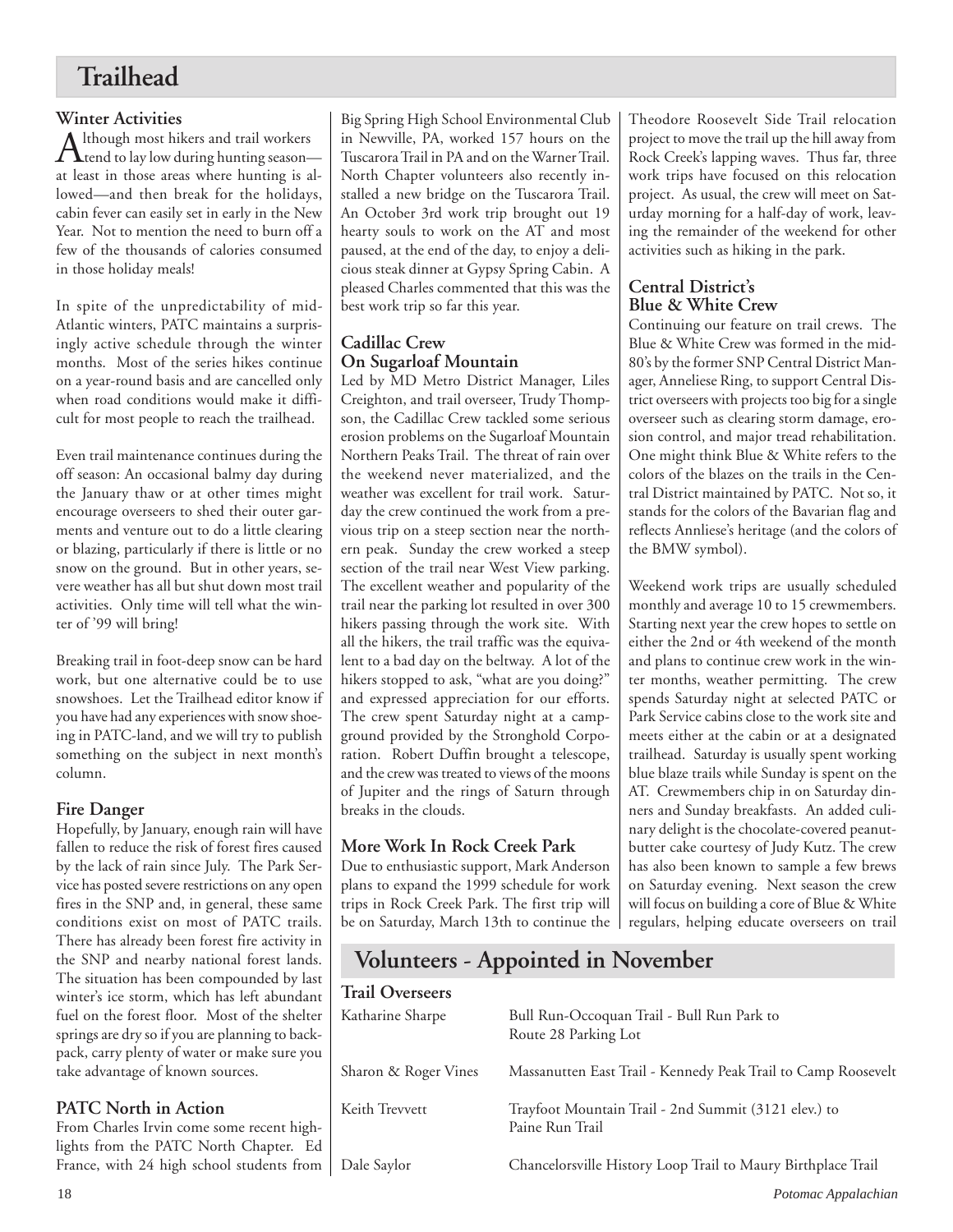# Trailhead

### Winter Activities

Although most hikers and trail workers tend to lay low during hunting season—at least in those areas where hunting is allowed—and then break for the holidays, cabin fever can easily set in early in the New Year. Not to mention the need to burn off a few of the thousands of calories consumed in those holiday meals!

In spite of the unpredictability of mid-Atlantic winters, PATC maintains a surprisingly active schedule through the winter months. Most of the series hikes continue on a year-round basis and are cancelled only when road conditions would make it difficult for most people to reach the trailhead.

Even trail maintenance continues during the off season: An occasional balmy day during the January thaw or at other times might encourage overseers to shed their outer garments and venture out to do a little clearing or blazing, particularly if there is little or no snow on the ground. But in other years, severe weather has all but shut down most trail activities. Only time will tell what the winter of '99 will bring!

Breaking trail in foot-deep snow can be hard work, but one alternative could be to use snowshoes. Let the Trailhead editor know if you have had any experiences with snow shoeing in PATC-land, and we will try to publish something on the subject in next month's column.

### Fire Danger

Hopefully, by January, enough rain will have fallen to reduce the risk of forest fires caused by the lack of rain since July. The Park Service has posted severe restrictions on any open fires in the SNP and, in general, these same conditions exist on most of PATC trails. There has already been forest fire activity in the SNP and nearby national forest lands. The situation has been compounded by last winter's ice storm, which has left abundant fuel on the forest floor. Most of the shelter springs are dry so if you are planning to backpack, carry plenty of water or make sure you take advantage of known sources.

### PATC North in Action

From Charles Irvin come some recent highlights from the PATC North Chapter. Ed France, with 24 high school students from Big Spring High School Environmental Club in Newville, PA, worked 157 hours on the Tuscarora Trail in PA and on the Warner Trail. North Chapter volunteers also recently installed a new bridge on the Tuscarora Trail. An October 3rd work trip brought out 19 hearty souls to work on the AT and most paused, at the end of the day, to enjoy a delicious steak dinner at Gypsy Spring Cabin. A pleased Charles commented that this was the best work trip so far this year.

### Cadillac Crew On Sugarloaf Mountain

Led by MD Metro District Manager, Liles Creighton, and trail overseer, Trudy Thompson, the Cadillac Crew tackled some serious erosion problems on the Sugarloaf Mountain Northern Peaks Trail. The threat of rain over the weekend never materialized, and the weather was excellent for trail work. Saturday the crew continued the work from a previous trip on a steep section near the northern peak. Sunday the crew worked a steep section of the trail near West View parking. The excellent weather and popularity of the trail near the parking lot resulted in over 300 hikers passing through the work site. With all the hikers, the trail traffic was the equivalent to a bad day on the beltway. A lot of the hikers stopped to ask, "what are you doing?" and expressed appreciation for our efforts. The crew spent Saturday night at a campground provided by the Stronghold Corporation. Robert Duffin brought a telescope, and the crew was treated to views of the moons of Jupiter and the rings of Saturn through breaks in the clouds.

### More Work In Rock Creek Park

Due to enthusiastic support, Mark Anderson plans to expand the 1999 schedule for work trips in Rock Creek Park. The first trip will be on Saturday, March 13th to continue the Theodore Roosevelt Side Trail relocation project to move the trail up the hill away from Rock Creek's lapping waves. Thus far, three work trips have focused on this relocation project. As usual, the crew will meet on Saturday morning for a half-day of work, leaving the remainder of the weekend for other activities such as hiking in the park.

### Central District's Blue & White Crew

Continuing our feature on trail crews. The Blue & White Crew was formed in the mid-80's by the former SNP Central District Manager, Anneliese Ring, to support Central District overseers with projects too big for a single overseer such as clearing storm damage, erosion control, and major tread rehabilitation. One might think Blue & White refers to the colors of the blazes on the trails in the Central District maintained by PATC. Not so, it stands for the colors of the Bavarian flag and reflects Annliese's heritage (and the colors of the BMW symbol).

Weekend work trips are usually scheduled monthly and average 10 to 15 crewmembers. Starting next year the crew hopes to settle on either the 2nd or 4th weekend of the month and plans to continue crew work in the winter months, weather permitting. The crew spends Saturday night at selected PATC or Park Service cabins close to the work site and meets either at the cabin or at a designated trailhead. Saturday is usually spent working blue blaze trails while Sunday is spent on the AT. Crewmembers chip in on Saturday dinners and Sunday breakfasts. An added culinary delight is the chocolate-covered peanut-butter cake courtesy of Judy Kutz. The crew has also been known to sample a few brews on Saturday evening. Next season the crew will focus on building a core of Blue & White regulars, helping educate overseers on trail

# Volunteers - Appointed in November

### Trail Overseers

| | |
|---|---|
| Katharine Sharpe | Bull Run-Occoquan Trail - Bull Run Park to Route 28 Parking Lot |
| Sharon & Roger Vines | Massanutten East Trail - Kennedy Peak Trail to Camp Roosevelt |
| Keith Trevvett | Trayfoot Mountain Trail - 2nd Summit (3121 elev.) to Paine Run Trail |
| Dale Saylor | Chancelorsville History Loop Trail to Maury Birthplace Trail |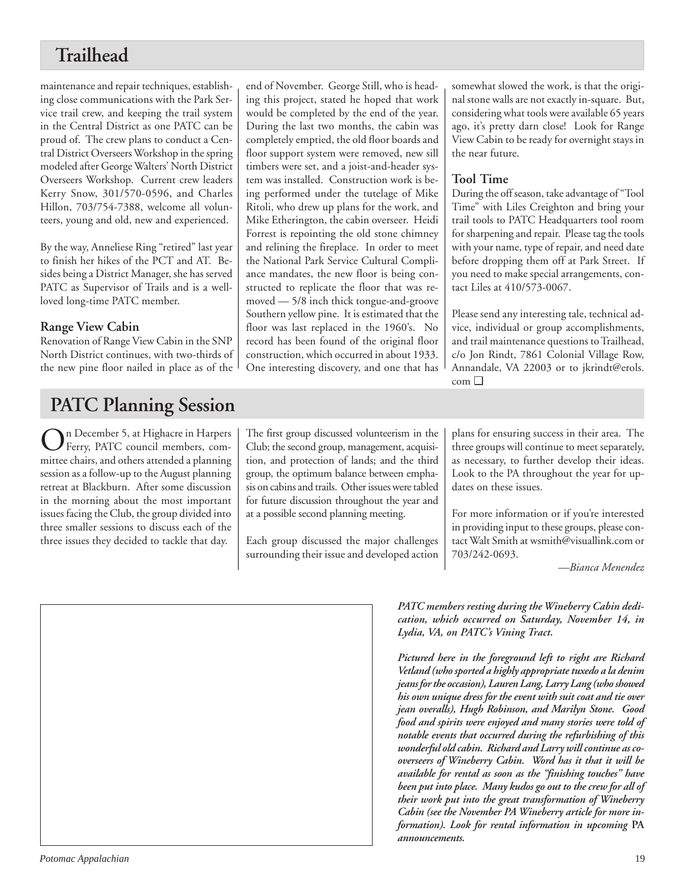## Trailhead

maintenance and repair techniques, establishing close communications with the Park Service trail crew, and keeping the trail system in the Central District as one PATC can be proud of. The crew plans to conduct a Central District Overseers Workshop in the spring modeled after George Walters' North District Overseers Workshop. Current crew leaders Kerry Snow, 301/570-0596, and Charles Hillon, 703/754-7388, welcome all volunteers, young and old, new and experienced.

By the way, Anneliese Ring "retired" last year to finish her hikes of the PCT and AT. Besides being a District Manager, she has served PATC as Supervisor of Trails and is a well-loved long-time PATC member.

### Range View Cabin

Renovation of Range View Cabin in the SNP North District continues, with two-thirds of the new pine floor nailed in place as of the end of November. George Still, who is heading this project, stated he hoped that work would be completed by the end of the year. During the last two months, the cabin was completely emptied, the old floor boards and floor support system were removed, new sill timbers were set, and a joist-and-header system was installed. Construction work is being performed under the tutelage of Mike Ritoli, who drew up plans for the work, and Mike Etherington, the cabin overseer. Heidi Forrest is repointing the old stone chimney and relining the fireplace. In order to meet the National Park Service Cultural Compliance mandates, the new floor is being constructed to replicate the floor that was removed — 5/8 inch thick tongue-and-groove Southern yellow pine. It is estimated that the floor was last replaced in the 1960's. No record has been found of the original floor construction, which occurred in about 1933. One interesting discovery, and one that has somewhat slowed the work, is that the original stone walls are not exactly in-square. But, considering what tools were available 65 years ago, it's pretty darn close! Look for Range View Cabin to be ready for overnight stays in the near future.

### Tool Time

During the off season, take advantage of "Tool Time" with Liles Creighton and bring your trail tools to PATC Headquarters tool room for sharpening and repair. Please tag the tools with your name, type of repair, and need date before dropping them off at Park Street. If you need to make special arrangements, contact Liles at 410/573-0067.

Please send any interesting tale, technical advice, individual or group accomplishments, and trail maintenance questions to Trailhead, c/o Jon Rindt, 7861 Colonial Village Row, Annandale, VA 22003 or to jkrindt@erols.com ❑

## PATC Planning Session

On December 5, at Highacre in Harpers Ferry, PATC council members, committee chairs, and others attended a planning session as a follow-up to the August planning retreat at Blackburn. After some discussion in the morning about the most important issues facing the Club, the group divided into three smaller sessions to discuss each of the three issues they decided to tackle that day.

The first group discussed volunteerism in the Club; the second group, management, acquisition, and protection of lands; and the third group, the optimum balance between emphasis on cabins and trails. Other issues were tabled for future discussion throughout the year and at a possible second planning meeting.

Each group discussed the major challenges surrounding their issue and developed action plans for ensuring success in their area. The three groups will continue to meet separately, as necessary, to further develop their ideas. Look to the PA throughout the year for updates on these issues.

For more information or if you're interested in providing input to these groups, please contact Walt Smith at wsmith@visuallink.com or 703/242-0693.

*—Bianca Menendez*

***PATC members resting during the Wineberry Cabin dedication, which occurred on Saturday, November 14, in Lydia, VA, on PATC's Vining Tract.***

***Pictured here in the foreground left to right are Richard Vetland (who sported a highly appropriate tuxedo a la denim jeans for the occasion), Lauren Lang, Larry Lang (who showed his own unique dress for the event with suit coat and tie over jean overalls), Hugh Robinson, and Marilyn Stone. Good food and spirits were enjoyed and many stories were told of notable events that occurred during the refurbishing of this wonderful old cabin. Richard and Larry will continue as co-overseers of Wineberry Cabin. Word has it that it will be available for rental as soon as the "finishing touches" have been put into place. Many kudos go out to the crew for all of their work put into the great transformation of Wineberry Cabin (see the November PA Wineberry article for more information). Look for rental information in upcoming* PA *announcements.***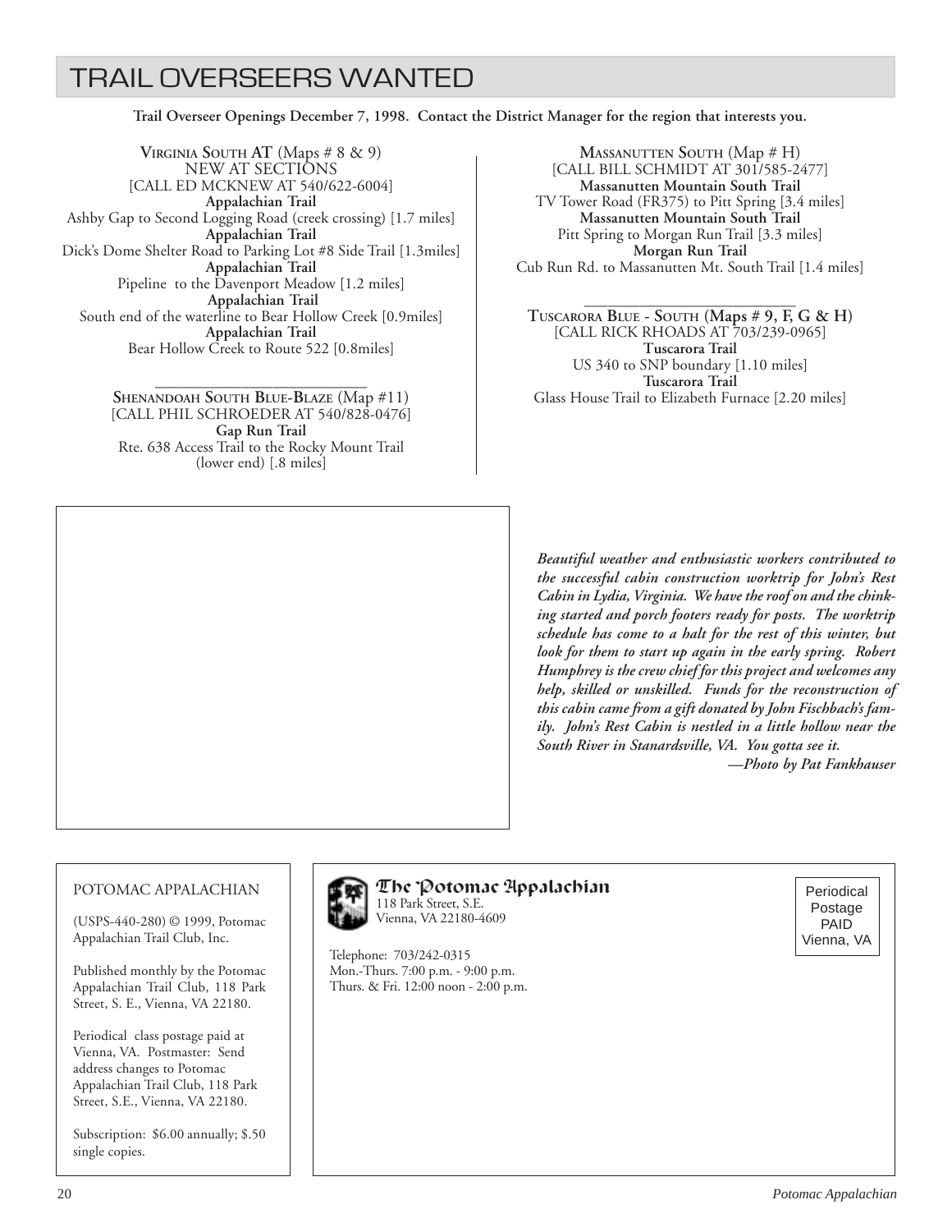# TRAIL OVERSEERS WANTED

**Trail Overseer Openings December 7, 1998. Contact the District Manager for the region that interests you.**

**Virginia South AT** (Maps # 8 & 9)
NEW AT SECTIONS
[CALL ED MCKNEW AT 540/622-6004]

**Appalachian Trail**
Ashby Gap to Second Logging Road (creek crossing) [1.7 miles]

**Appalachian Trail**
Dick's Dome Shelter Road to Parking Lot #8 Side Trail [1.3miles]

**Appalachian Trail**
Pipeline to the Davenport Meadow [1.2 miles]

**Appalachian Trail**
South end of the waterline to Bear Hollow Creek [0.9miles]

**Appalachian Trail**
Bear Hollow Creek to Route 522 [0.8miles]

---

**Shenandoah South Blue-Blaze** (Map #11)
[CALL PHIL SCHROEDER AT 540/828-0476]

**Gap Run Trail**
Rte. 638 Access Trail to the Rocky Mount Trail (lower end) [.8 miles]

**Massanutten South** (Map # H)
[CALL BILL SCHMIDT AT 301/585-2477]

**Massanutten Mountain South Trail**
TV Tower Road (FR375) to Pitt Spring [3.4 miles]

**Massanutten Mountain South Trail**
Pitt Spring to Morgan Run Trail [3.3 miles]

**Morgan Run Trail**
Cub Run Rd. to Massanutten Mt. South Trail [1.4 miles]

---

**Tuscarora Blue - South (Maps # 9, F, G & H)**
[CALL RICK RHOADS AT 703/239-0965]

**Tuscarora Trail**
US 340 to SNP boundary [1.10 miles]

**Tuscarora Trail**
Glass House Trail to Elizabeth Furnace [2.20 miles]

***Beautiful weather and enthusiastic workers contributed to the successful cabin construction worktrip for John's Rest Cabin in Lydia, Virginia. We have the roof on and the chinking started and porch footers ready for posts. The worktrip schedule has come to a halt for the rest of this winter, but look for them to start up again in the early spring. Robert Humphrey is the crew chief for this project and welcomes any help, skilled or unskilled. Funds for the reconstruction of this cabin came from a gift donated by John Fischbach's family. John's Rest Cabin is nestled in a little hollow near the South River in Stanardsville, VA. You gotta see it.***

***—Photo by Pat Fankhauser***

POTOMAC APPALACHIAN

(USPS-440-280) © 1999, Potomac Appalachian Trail Club, Inc.

Published monthly by the Potomac Appalachian Trail Club, 118 Park Street, S. E., Vienna, VA 22180.

Periodical class postage paid at Vienna, VA. Postmaster: Send address changes to Potomac Appalachian Trail Club, 118 Park Street, S.E., Vienna, VA 22180.

Subscription: $6.00 annually; $.50 single copies.

**The Potomac Appalachian**
118 Park Street, S.E.
Vienna, VA 22180-4609

Telephone: 703/242-0315
Mon.-Thurs. 7:00 p.m. - 9:00 p.m.
Thurs. & Fri. 12:00 noon - 2:00 p.m.

Periodical
Postage
PAID
Vienna, VA